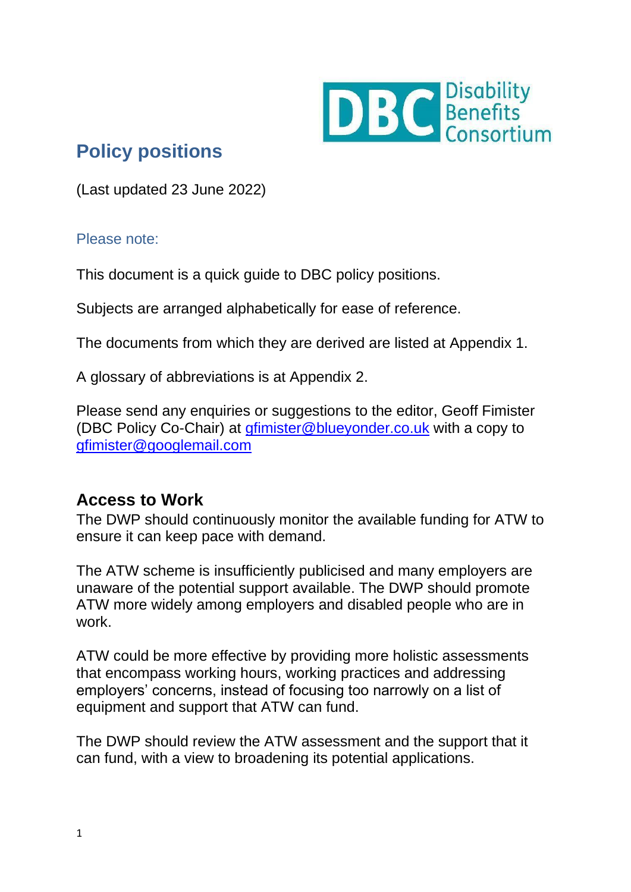Disability Benefits Consortium

# Policy positions

(Last updated 23 June 2022)

Please note:

This document is a quick guide to DBC policy positions.

Subjects are arranged alphabetically for ease of reference.

The documents from which they are derived are listed at Appendix 1.

A glossary of abbreviations is at Appendix 2.

Please send any enquiries or suggestions to the editor, Geoff Fimister (DBC Policy Co-Chair) at gfimister@blueyonder.co.uk with a copy to gfimister@googlemail.com

## Access to Work

The DWP should continuously monitor the available funding for ATW to ensure it can keep pace with demand.

The ATW scheme is insufficiently publicised and many employers are unaware of the potential support available. The DWP should promote ATW more widely among employers and disabled people who are in work.

ATW could be more effective by providing more holistic assessments that encompass working hours, working practices and addressing employers' concerns, instead of focusing too narrowly on a list of equipment and support that ATW can fund.

The DWP should review the ATW assessment and the support that it can fund, with a view to broadening its potential applications.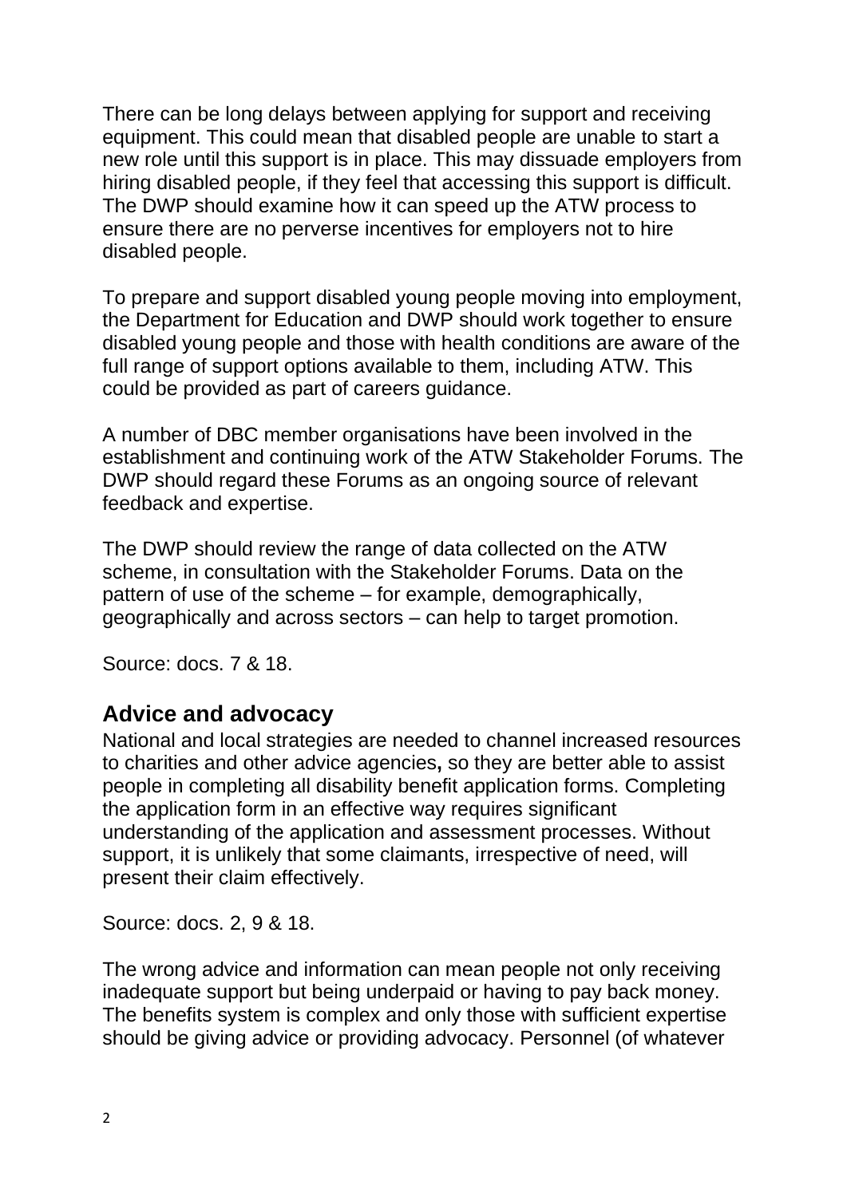There can be long delays between applying for support and receiving equipment. This could mean that disabled people are unable to start a new role until this support is in place. This may dissuade employers from hiring disabled people, if they feel that accessing this support is difficult. The DWP should examine how it can speed up the ATW process to ensure there are no perverse incentives for employers not to hire disabled people.

To prepare and support disabled young people moving into employment, the Department for Education and DWP should work together to ensure disabled young people and those with health conditions are aware of the full range of support options available to them, including ATW. This could be provided as part of careers guidance.

A number of DBC member organisations have been involved in the establishment and continuing work of the ATW Stakeholder Forums. The DWP should regard these Forums as an ongoing source of relevant feedback and expertise.

The DWP should review the range of data collected on the ATW scheme, in consultation with the Stakeholder Forums. Data on the pattern of use of the scheme – for example, demographically, geographically and across sectors – can help to target promotion.

Source: docs. 7 & 18.

## Advice and advocacy

National and local strategies are needed to channel increased resources to charities and other advice agencies**,** so they are better able to assist people in completing all disability benefit application forms. Completing the application form in an effective way requires significant understanding of the application and assessment processes. Without support, it is unlikely that some claimants, irrespective of need, will present their claim effectively.

Source: docs. 2, 9 & 18.

The wrong advice and information can mean people not only receiving inadequate support but being underpaid or having to pay back money. The benefits system is complex and only those with sufficient expertise should be giving advice or providing advocacy. Personnel (of whatever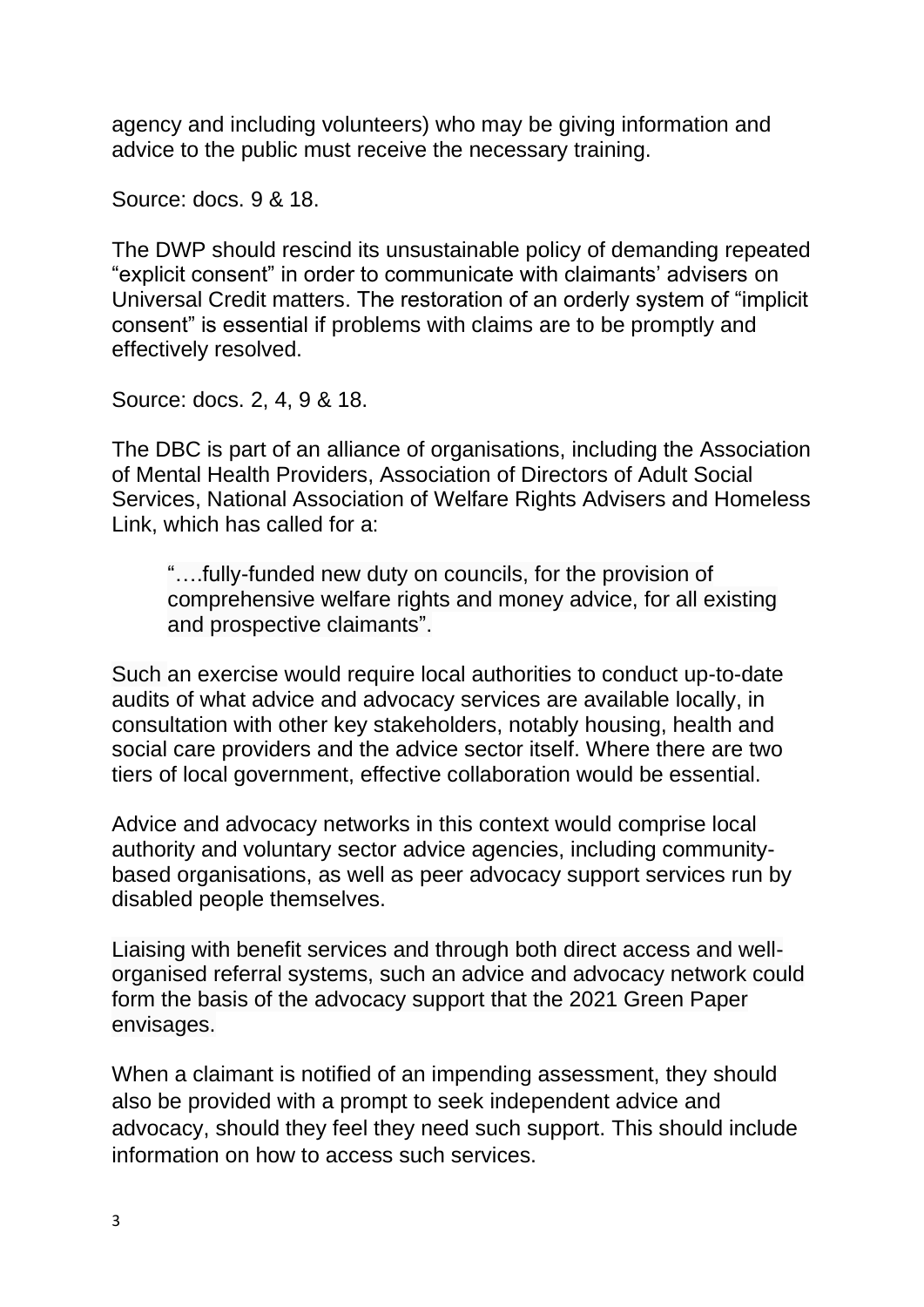agency and including volunteers) who may be giving information and advice to the public must receive the necessary training.

Source: docs. 9 & 18.

The DWP should rescind its unsustainable policy of demanding repeated “explicit consent” in order to communicate with claimants’ advisers on Universal Credit matters. The restoration of an orderly system of “implicit consent” is essential if problems with claims are to be promptly and effectively resolved.

Source: docs. 2, 4, 9 & 18.

The DBC is part of an alliance of organisations, including the Association of Mental Health Providers, Association of Directors of Adult Social Services, National Association of Welfare Rights Advisers and Homeless Link, which has called for a:

> “….fully-funded new duty on councils, for the provision of comprehensive welfare rights and money advice, for all existing and prospective claimants”.

Such an exercise would require local authorities to conduct up-to-date audits of what advice and advocacy services are available locally, in consultation with other key stakeholders, notably housing, health and social care providers and the advice sector itself. Where there are two tiers of local government, effective collaboration would be essential.

Advice and advocacy networks in this context would comprise local authority and voluntary sector advice agencies, including community-based organisations, as well as peer advocacy support services run by disabled people themselves.

Liaising with benefit services and through both direct access and well-organised referral systems, such an advice and advocacy network could form the basis of the advocacy support that the 2021 Green Paper envisages.

When a claimant is notified of an impending assessment, they should also be provided with a prompt to seek independent advice and advocacy, should they feel they need such support. This should include information on how to access such services.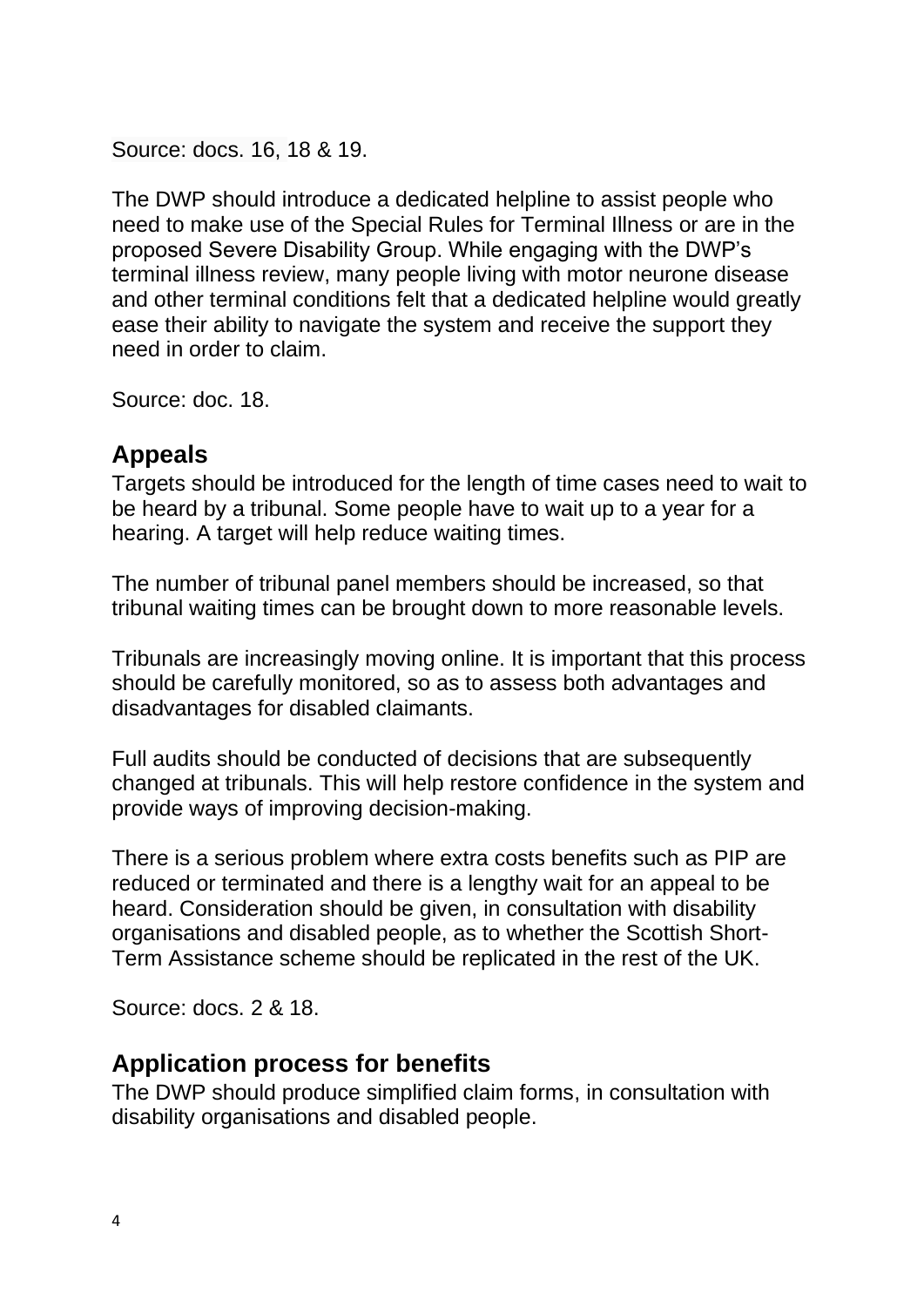Source: docs. 16, 18 & 19.

The DWP should introduce a dedicated helpline to assist people who need to make use of the Special Rules for Terminal Illness or are in the proposed Severe Disability Group. While engaging with the DWP's terminal illness review, many people living with motor neurone disease and other terminal conditions felt that a dedicated helpline would greatly ease their ability to navigate the system and receive the support they need in order to claim.

Source: doc. 18.

## Appeals

Targets should be introduced for the length of time cases need to wait to be heard by a tribunal. Some people have to wait up to a year for a hearing. A target will help reduce waiting times.

The number of tribunal panel members should be increased, so that tribunal waiting times can be brought down to more reasonable levels.

Tribunals are increasingly moving online. It is important that this process should be carefully monitored, so as to assess both advantages and disadvantages for disabled claimants.

Full audits should be conducted of decisions that are subsequently changed at tribunals. This will help restore confidence in the system and provide ways of improving decision-making.

There is a serious problem where extra costs benefits such as PIP are reduced or terminated and there is a lengthy wait for an appeal to be heard. Consideration should be given, in consultation with disability organisations and disabled people, as to whether the Scottish Short-Term Assistance scheme should be replicated in the rest of the UK.

Source: docs. 2 & 18.

## Application process for benefits

The DWP should produce simplified claim forms, in consultation with disability organisations and disabled people.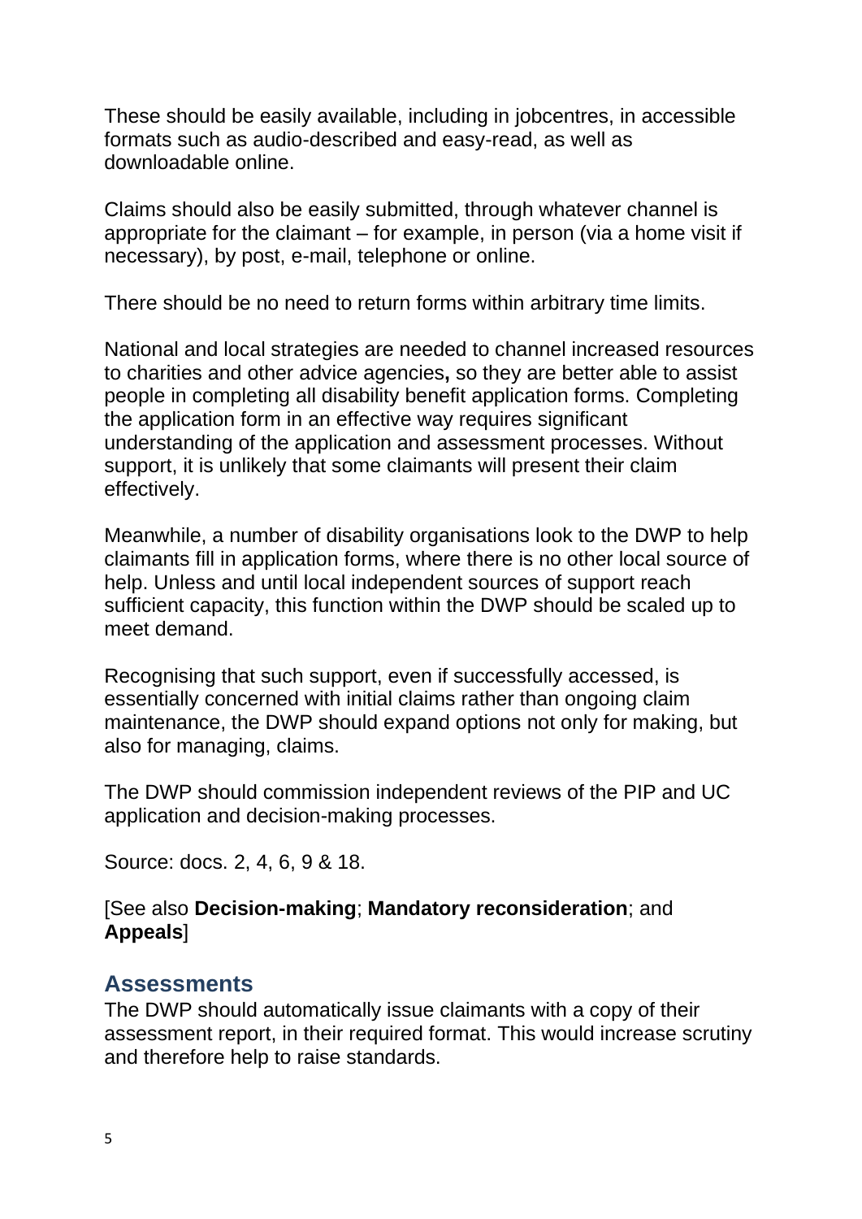These should be easily available, including in jobcentres, in accessible formats such as audio-described and easy-read, as well as downloadable online.

Claims should also be easily submitted, through whatever channel is appropriate for the claimant – for example, in person (via a home visit if necessary), by post, e-mail, telephone or online.

There should be no need to return forms within arbitrary time limits.

National and local strategies are needed to channel increased resources to charities and other advice agencies**,** so they are better able to assist people in completing all disability benefit application forms. Completing the application form in an effective way requires significant understanding of the application and assessment processes. Without support, it is unlikely that some claimants will present their claim effectively.

Meanwhile, a number of disability organisations look to the DWP to help claimants fill in application forms, where there is no other local source of help. Unless and until local independent sources of support reach sufficient capacity, this function within the DWP should be scaled up to meet demand.

Recognising that such support, even if successfully accessed, is essentially concerned with initial claims rather than ongoing claim maintenance, the DWP should expand options not only for making, but also for managing, claims.

The DWP should commission independent reviews of the PIP and UC application and decision-making processes.

Source: docs. 2, 4, 6, 9 & 18.

[See also **Decision-making**; **Mandatory reconsideration**; and **Appeals**]

## Assessments

The DWP should automatically issue claimants with a copy of their assessment report, in their required format. This would increase scrutiny and therefore help to raise standards.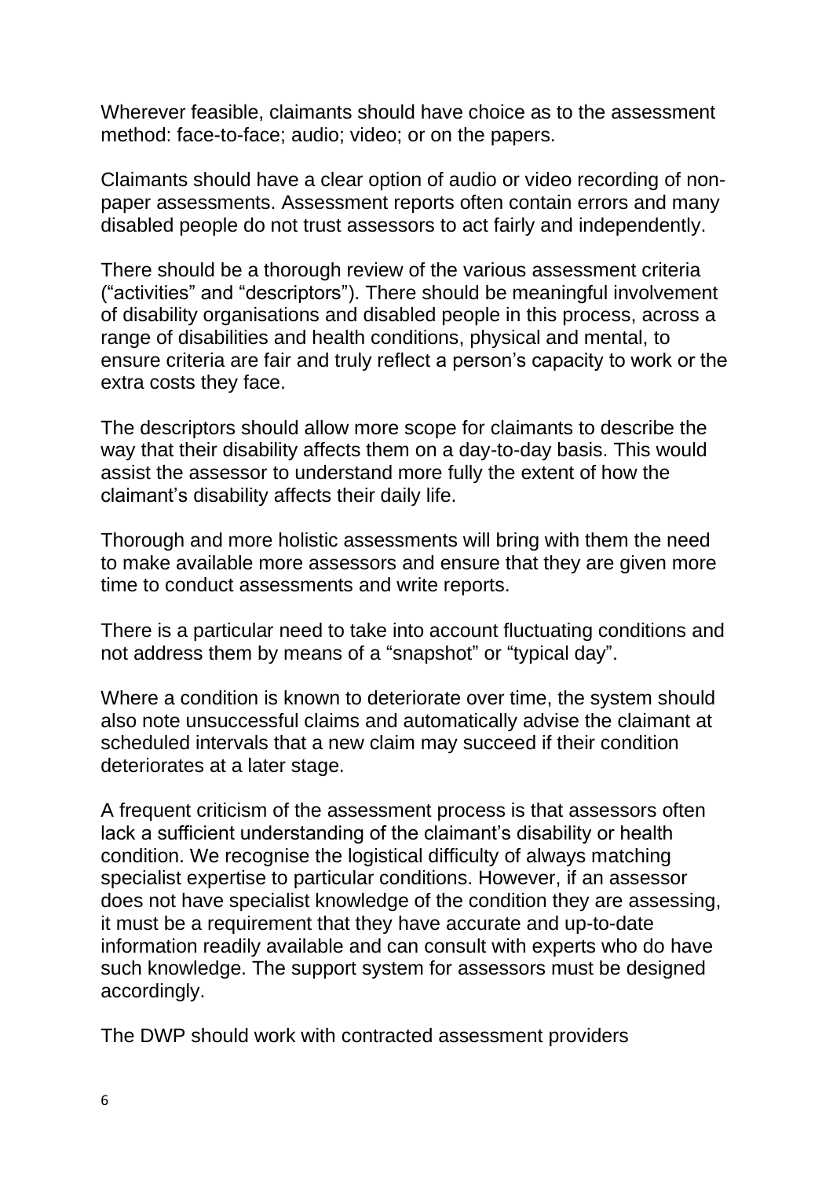Wherever feasible, claimants should have choice as to the assessment method: face-to-face; audio; video; or on the papers.

Claimants should have a clear option of audio or video recording of non-paper assessments. Assessment reports often contain errors and many disabled people do not trust assessors to act fairly and independently.

There should be a thorough review of the various assessment criteria ("activities" and "descriptors"). There should be meaningful involvement of disability organisations and disabled people in this process, across a range of disabilities and health conditions, physical and mental, to ensure criteria are fair and truly reflect a person's capacity to work or the extra costs they face.

The descriptors should allow more scope for claimants to describe the way that their disability affects them on a day-to-day basis. This would assist the assessor to understand more fully the extent of how the claimant's disability affects their daily life.

Thorough and more holistic assessments will bring with them the need to make available more assessors and ensure that they are given more time to conduct assessments and write reports.

There is a particular need to take into account fluctuating conditions and not address them by means of a "snapshot" or "typical day".

Where a condition is known to deteriorate over time, the system should also note unsuccessful claims and automatically advise the claimant at scheduled intervals that a new claim may succeed if their condition deteriorates at a later stage.

A frequent criticism of the assessment process is that assessors often lack a sufficient understanding of the claimant's disability or health condition. We recognise the logistical difficulty of always matching specialist expertise to particular conditions. However, if an assessor does not have specialist knowledge of the condition they are assessing, it must be a requirement that they have accurate and up-to-date information readily available and can consult with experts who do have such knowledge. The support system for assessors must be designed accordingly.

The DWP should work with contracted assessment providers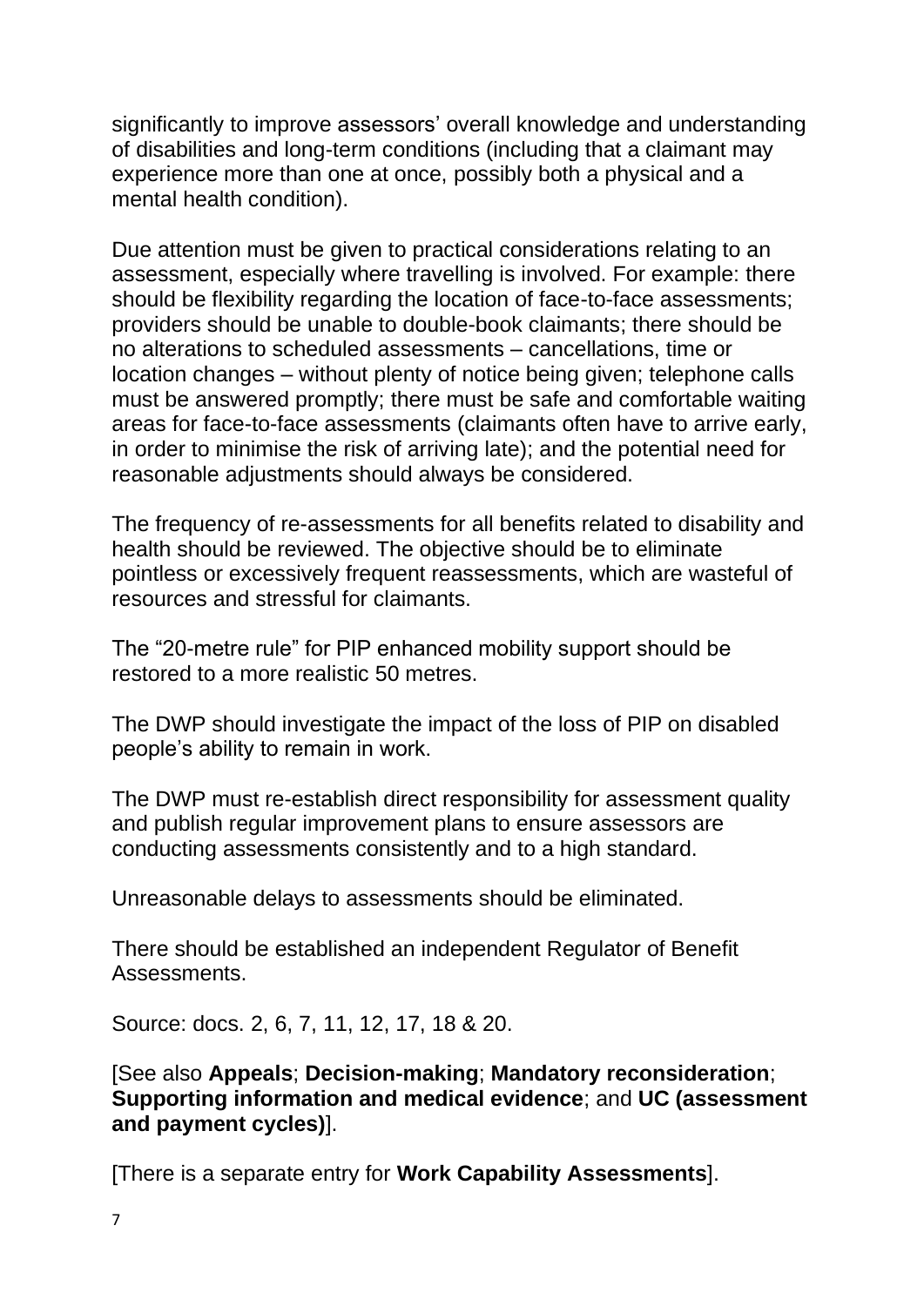significantly to improve assessors' overall knowledge and understanding of disabilities and long-term conditions (including that a claimant may experience more than one at once, possibly both a physical and a mental health condition).

Due attention must be given to practical considerations relating to an assessment, especially where travelling is involved. For example: there should be flexibility regarding the location of face-to-face assessments; providers should be unable to double-book claimants; there should be no alterations to scheduled assessments – cancellations, time or location changes – without plenty of notice being given; telephone calls must be answered promptly; there must be safe and comfortable waiting areas for face-to-face assessments (claimants often have to arrive early, in order to minimise the risk of arriving late); and the potential need for reasonable adjustments should always be considered.

The frequency of re-assessments for all benefits related to disability and health should be reviewed. The objective should be to eliminate pointless or excessively frequent reassessments, which are wasteful of resources and stressful for claimants.

The "20-metre rule" for PIP enhanced mobility support should be restored to a more realistic 50 metres.

The DWP should investigate the impact of the loss of PIP on disabled people's ability to remain in work.

The DWP must re-establish direct responsibility for assessment quality and publish regular improvement plans to ensure assessors are conducting assessments consistently and to a high standard.

Unreasonable delays to assessments should be eliminated.

There should be established an independent Regulator of Benefit Assessments.

Source: docs. 2, 6, 7, 11, 12, 17, 18 & 20.

[See also **Appeals**; **Decision-making**; **Mandatory reconsideration**; **Supporting information and medical evidence**; and **UC (assessment and payment cycles)**].

[There is a separate entry for **Work Capability Assessments**].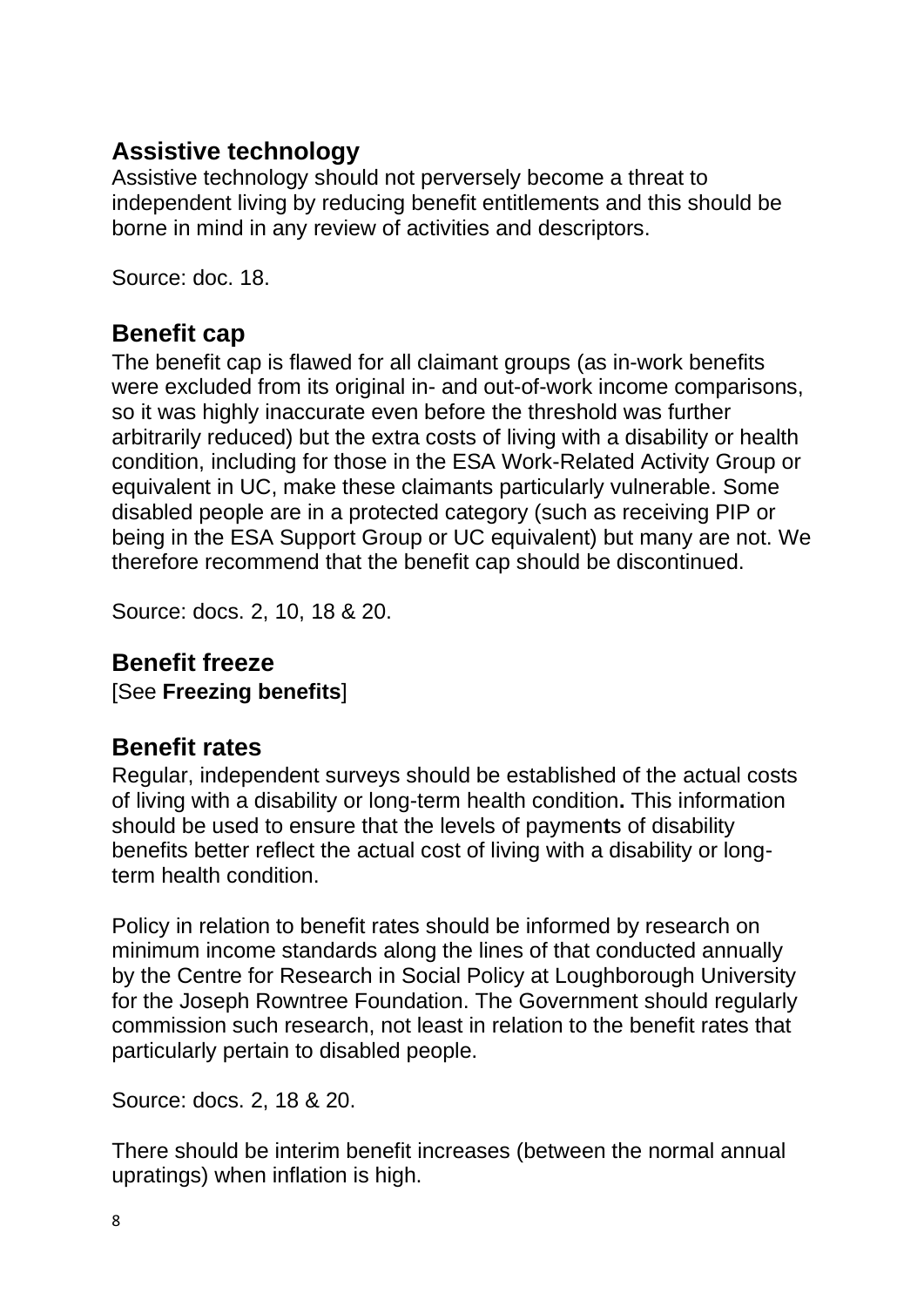## Assistive technology

Assistive technology should not perversely become a threat to independent living by reducing benefit entitlements and this should be borne in mind in any review of activities and descriptors.

Source: doc. 18.

## Benefit cap

The benefit cap is flawed for all claimant groups (as in-work benefits were excluded from its original in- and out-of-work income comparisons, so it was highly inaccurate even before the threshold was further arbitrarily reduced) but the extra costs of living with a disability or health condition, including for those in the ESA Work-Related Activity Group or equivalent in UC, make these claimants particularly vulnerable. Some disabled people are in a protected category (such as receiving PIP or being in the ESA Support Group or UC equivalent) but many are not. We therefore recommend that the benefit cap should be discontinued.

Source: docs. 2, 10, 18 & 20.

## Benefit freeze

[See **Freezing benefits**]

## Benefit rates

Regular, independent surveys should be established of the actual costs of living with a disability or long-term health condition**.** This information should be used to ensure that the levels of paymen**t**s of disability benefits better reflect the actual cost of living with a disability or long-term health condition.

Policy in relation to benefit rates should be informed by research on minimum income standards along the lines of that conducted annually by the Centre for Research in Social Policy at Loughborough University for the Joseph Rowntree Foundation. The Government should regularly commission such research, not least in relation to the benefit rates that particularly pertain to disabled people.

Source: docs. 2, 18 & 20.

There should be interim benefit increases (between the normal annual upratings) when inflation is high.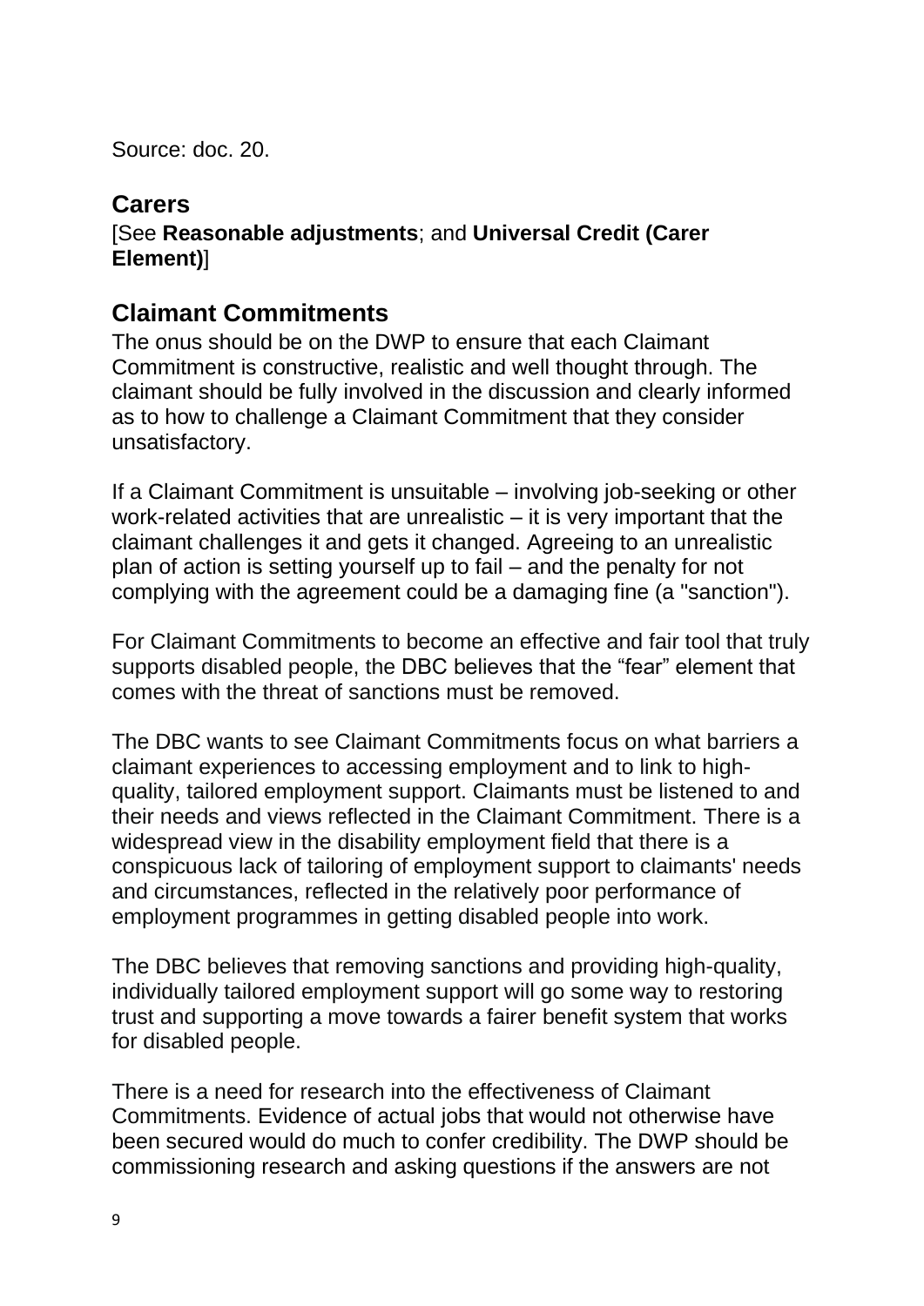Source: doc. 20.

## Carers

[See **Reasonable adjustments**; and **Universal Credit (Carer Element)**]

## Claimant Commitments

The onus should be on the DWP to ensure that each Claimant Commitment is constructive, realistic and well thought through. The claimant should be fully involved in the discussion and clearly informed as to how to challenge a Claimant Commitment that they consider unsatisfactory.

If a Claimant Commitment is unsuitable – involving job-seeking or other work-related activities that are unrealistic – it is very important that the claimant challenges it and gets it changed. Agreeing to an unrealistic plan of action is setting yourself up to fail – and the penalty for not complying with the agreement could be a damaging fine (a "sanction").

For Claimant Commitments to become an effective and fair tool that truly supports disabled people, the DBC believes that the “fear” element that comes with the threat of sanctions must be removed.

The DBC wants to see Claimant Commitments focus on what barriers a claimant experiences to accessing employment and to link to high-quality, tailored employment support. Claimants must be listened to and their needs and views reflected in the Claimant Commitment. There is a widespread view in the disability employment field that there is a conspicuous lack of tailoring of employment support to claimants' needs and circumstances, reflected in the relatively poor performance of employment programmes in getting disabled people into work.

The DBC believes that removing sanctions and providing high-quality, individually tailored employment support will go some way to restoring trust and supporting a move towards a fairer benefit system that works for disabled people.

There is a need for research into the effectiveness of Claimant Commitments. Evidence of actual jobs that would not otherwise have been secured would do much to confer credibility. The DWP should be commissioning research and asking questions if the answers are not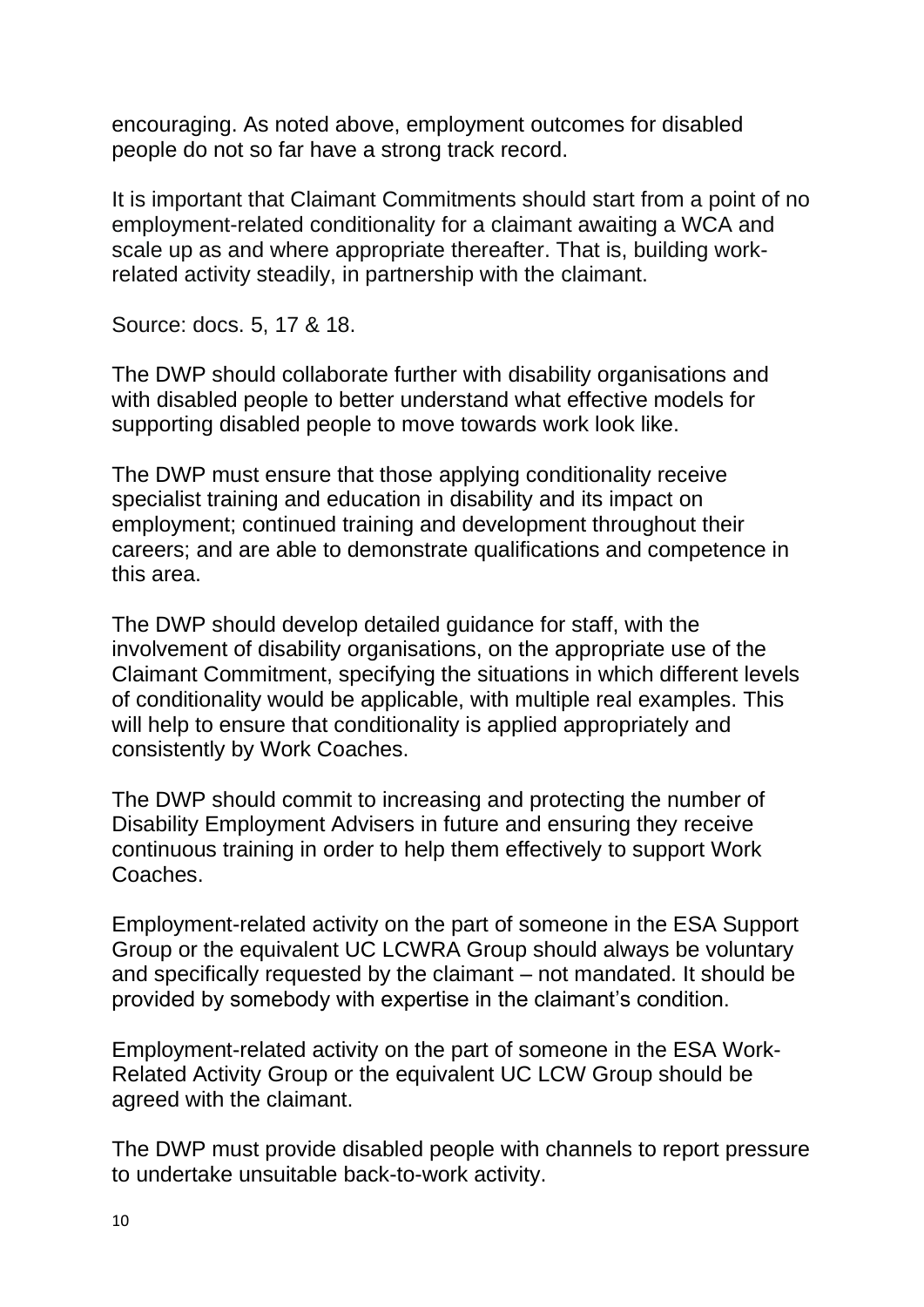encouraging. As noted above, employment outcomes for disabled people do not so far have a strong track record.

It is important that Claimant Commitments should start from a point of no employment-related conditionality for a claimant awaiting a WCA and scale up as and where appropriate thereafter. That is, building work-related activity steadily, in partnership with the claimant.

Source: docs. 5, 17 & 18.

The DWP should collaborate further with disability organisations and with disabled people to better understand what effective models for supporting disabled people to move towards work look like.

The DWP must ensure that those applying conditionality receive specialist training and education in disability and its impact on employment; continued training and development throughout their careers; and are able to demonstrate qualifications and competence in this area.

The DWP should develop detailed guidance for staff, with the involvement of disability organisations, on the appropriate use of the Claimant Commitment, specifying the situations in which different levels of conditionality would be applicable, with multiple real examples. This will help to ensure that conditionality is applied appropriately and consistently by Work Coaches.

The DWP should commit to increasing and protecting the number of Disability Employment Advisers in future and ensuring they receive continuous training in order to help them effectively to support Work Coaches.

Employment-related activity on the part of someone in the ESA Support Group or the equivalent UC LCWRA Group should always be voluntary and specifically requested by the claimant – not mandated. It should be provided by somebody with expertise in the claimant's condition.

Employment-related activity on the part of someone in the ESA Work-Related Activity Group or the equivalent UC LCW Group should be agreed with the claimant.

The DWP must provide disabled people with channels to report pressure to undertake unsuitable back-to-work activity.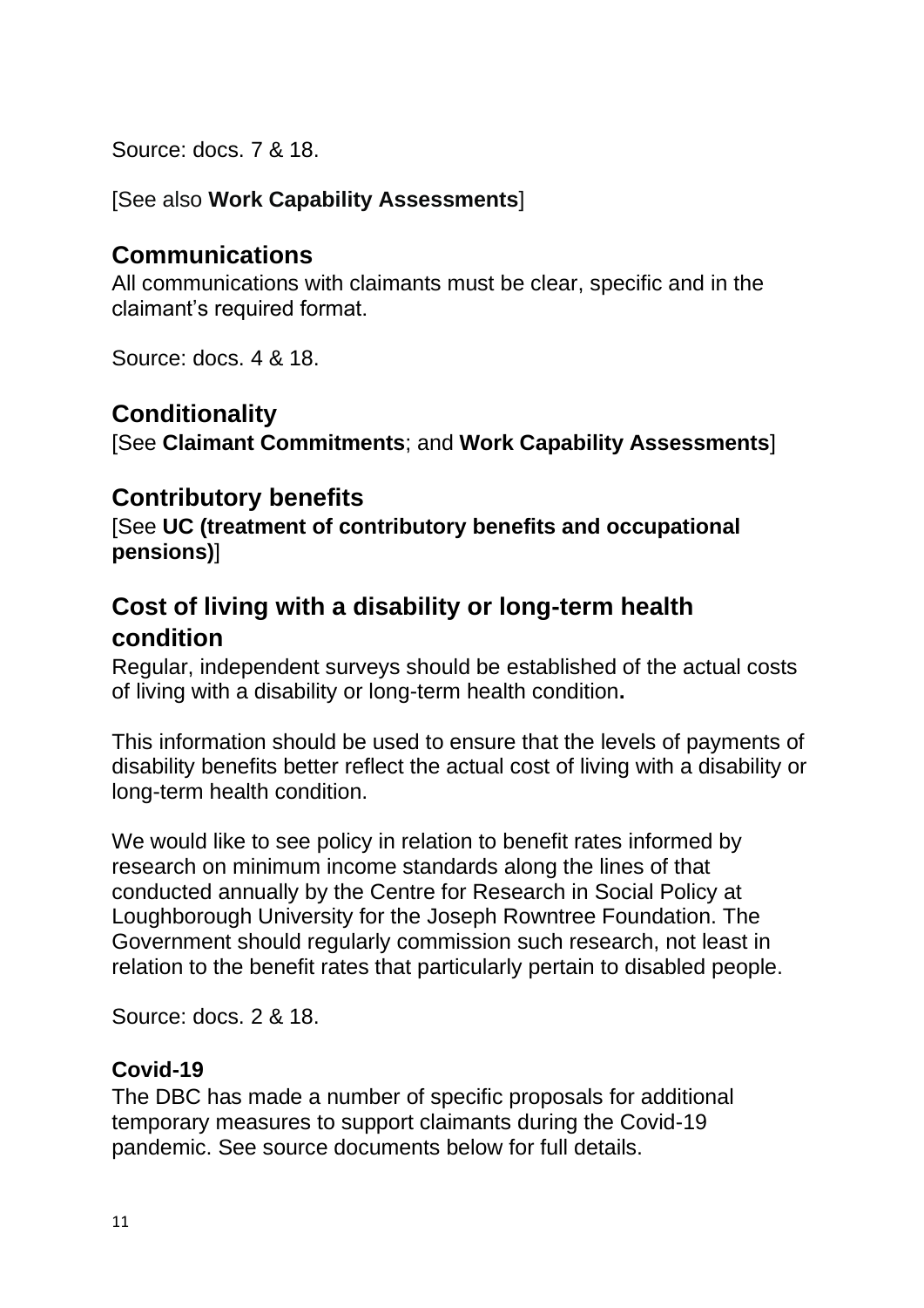Source: docs. 7 & 18.

[See also **Work Capability Assessments**]

## Communications

All communications with claimants must be clear, specific and in the claimant's required format.

Source: docs. 4 & 18.

## Conditionality

[See **Claimant Commitments**; and **Work Capability Assessments**]

## Contributory benefits

[See **UC (treatment of contributory benefits and occupational pensions)**]

## Cost of living with a disability or long-term health condition

Regular, independent surveys should be established of the actual costs of living with a disability or long-term health condition**.**

This information should be used to ensure that the levels of payments of disability benefits better reflect the actual cost of living with a disability or long-term health condition.

We would like to see policy in relation to benefit rates informed by research on minimum income standards along the lines of that conducted annually by the Centre for Research in Social Policy at Loughborough University for the Joseph Rowntree Foundation. The Government should regularly commission such research, not least in relation to the benefit rates that particularly pertain to disabled people.

Source: docs. 2 & 18.

### Covid-19

The DBC has made a number of specific proposals for additional temporary measures to support claimants during the Covid-19 pandemic. See source documents below for full details.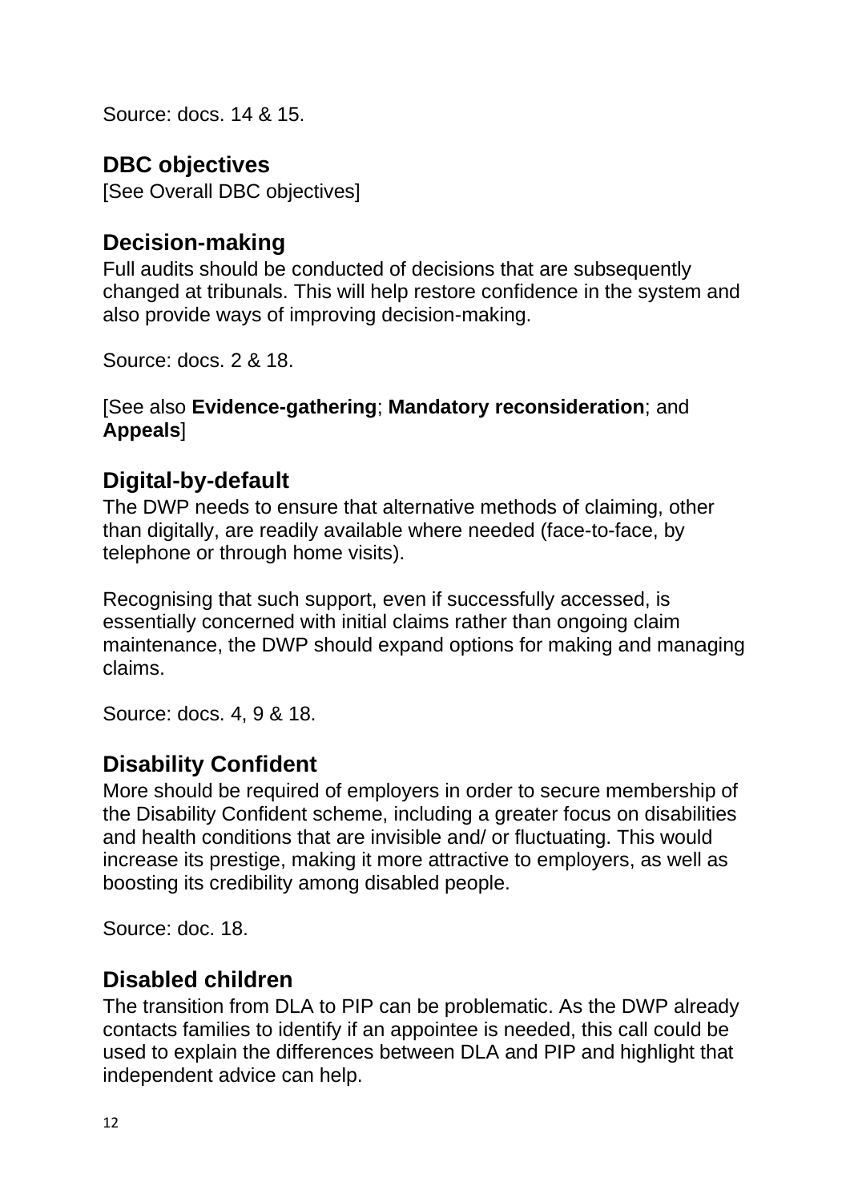Source: docs. 14 & 15.

## DBC objectives

[See Overall DBC objectives]

## Decision-making

Full audits should be conducted of decisions that are subsequently changed at tribunals. This will help restore confidence in the system and also provide ways of improving decision-making.

Source: docs. 2 & 18.

[See also **Evidence-gathering**; **Mandatory reconsideration**; and **Appeals**]

## Digital-by-default

The DWP needs to ensure that alternative methods of claiming, other than digitally, are readily available where needed (face-to-face, by telephone or through home visits).

Recognising that such support, even if successfully accessed, is essentially concerned with initial claims rather than ongoing claim maintenance, the DWP should expand options for making and managing claims.

Source: docs. 4, 9 & 18.

## Disability Confident

More should be required of employers in order to secure membership of the Disability Confident scheme, including a greater focus on disabilities and health conditions that are invisible and/ or fluctuating. This would increase its prestige, making it more attractive to employers, as well as boosting its credibility among disabled people.

Source: doc. 18.

## Disabled children

The transition from DLA to PIP can be problematic. As the DWP already contacts families to identify if an appointee is needed, this call could be used to explain the differences between DLA and PIP and highlight that independent advice can help.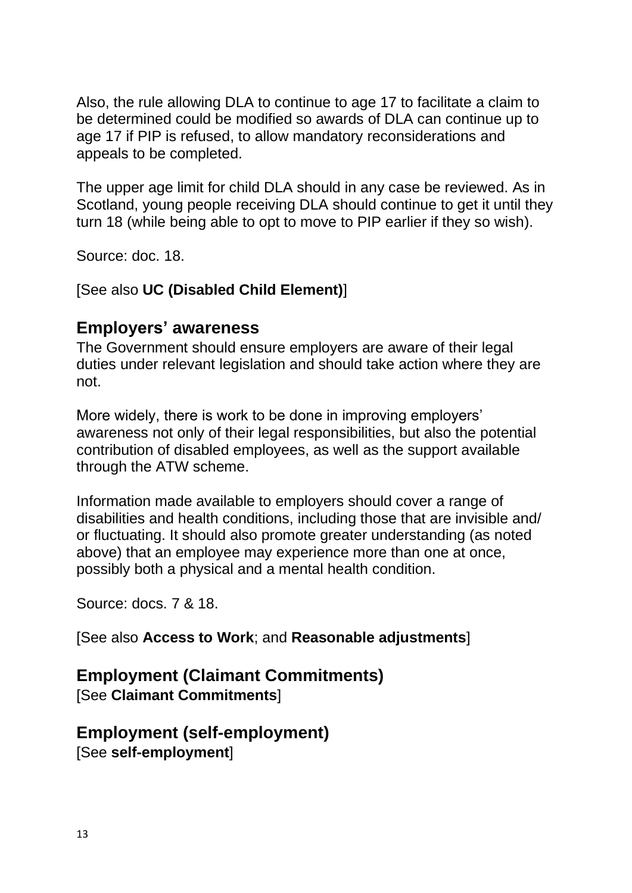Also, the rule allowing DLA to continue to age 17 to facilitate a claim to be determined could be modified so awards of DLA can continue up to age 17 if PIP is refused, to allow mandatory reconsiderations and appeals to be completed.

The upper age limit for child DLA should in any case be reviewed. As in Scotland, young people receiving DLA should continue to get it until they turn 18 (while being able to opt to move to PIP earlier if they so wish).

Source: doc. 18.

[See also **UC (Disabled Child Element)**]

## Employers' awareness

The Government should ensure employers are aware of their legal duties under relevant legislation and should take action where they are not.

More widely, there is work to be done in improving employers' awareness not only of their legal responsibilities, but also the potential contribution of disabled employees, as well as the support available through the ATW scheme.

Information made available to employers should cover a range of disabilities and health conditions, including those that are invisible and/ or fluctuating. It should also promote greater understanding (as noted above) that an employee may experience more than one at once, possibly both a physical and a mental health condition.

Source: docs. 7 & 18.

[See also **Access to Work**; and **Reasonable adjustments**]

## Employment (Claimant Commitments)

[See **Claimant Commitments**]

## Employment (self-employment)

[See **self-employment**]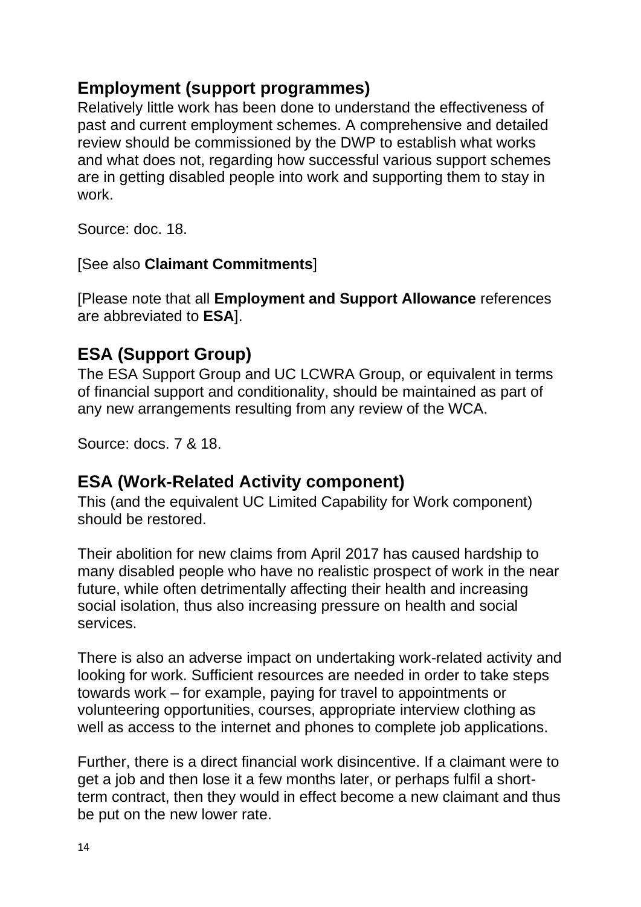## Employment (support programmes)

Relatively little work has been done to understand the effectiveness of past and current employment schemes. A comprehensive and detailed review should be commissioned by the DWP to establish what works and what does not, regarding how successful various support schemes are in getting disabled people into work and supporting them to stay in work.

Source: doc. 18.

[See also **Claimant Commitments**]

[Please note that all **Employment and Support Allowance** references are abbreviated to **ESA**].

## ESA (Support Group)

The ESA Support Group and UC LCWRA Group, or equivalent in terms of financial support and conditionality, should be maintained as part of any new arrangements resulting from any review of the WCA.

Source: docs. 7 & 18.

## ESA (Work-Related Activity component)

This (and the equivalent UC Limited Capability for Work component) should be restored.

Their abolition for new claims from April 2017 has caused hardship to many disabled people who have no realistic prospect of work in the near future, while often detrimentally affecting their health and increasing social isolation, thus also increasing pressure on health and social services.

There is also an adverse impact on undertaking work-related activity and looking for work. Sufficient resources are needed in order to take steps towards work – for example, paying for travel to appointments or volunteering opportunities, courses, appropriate interview clothing as well as access to the internet and phones to complete job applications.

Further, there is a direct financial work disincentive. If a claimant were to get a job and then lose it a few months later, or perhaps fulfil a short-term contract, then they would in effect become a new claimant and thus be put on the new lower rate.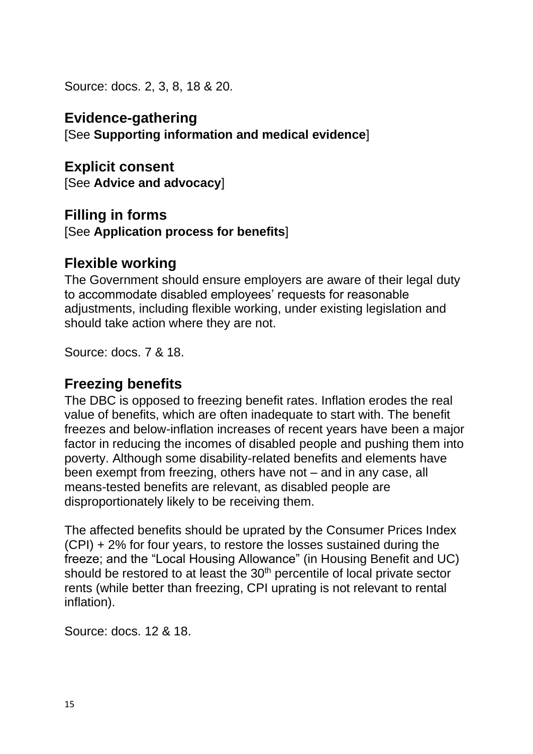Source: docs. 2, 3, 8, 18 & 20.

## Evidence-gathering

[See **Supporting information and medical evidence**]

## Explicit consent

[See **Advice and advocacy**]

## Filling in forms

[See **Application process for benefits**]

## Flexible working

The Government should ensure employers are aware of their legal duty to accommodate disabled employees' requests for reasonable adjustments, including flexible working, under existing legislation and should take action where they are not.

Source: docs. 7 & 18.

## Freezing benefits

The DBC is opposed to freezing benefit rates. Inflation erodes the real value of benefits, which are often inadequate to start with. The benefit freezes and below-inflation increases of recent years have been a major factor in reducing the incomes of disabled people and pushing them into poverty. Although some disability-related benefits and elements have been exempt from freezing, others have not – and in any case, all means-tested benefits are relevant, as disabled people are disproportionately likely to be receiving them.

The affected benefits should be uprated by the Consumer Prices Index (CPI) + 2% for four years, to restore the losses sustained during the freeze; and the "Local Housing Allowance" (in Housing Benefit and UC) should be restored to at least the 30th percentile of local private sector rents (while better than freezing, CPI uprating is not relevant to rental inflation).

Source: docs. 12 & 18.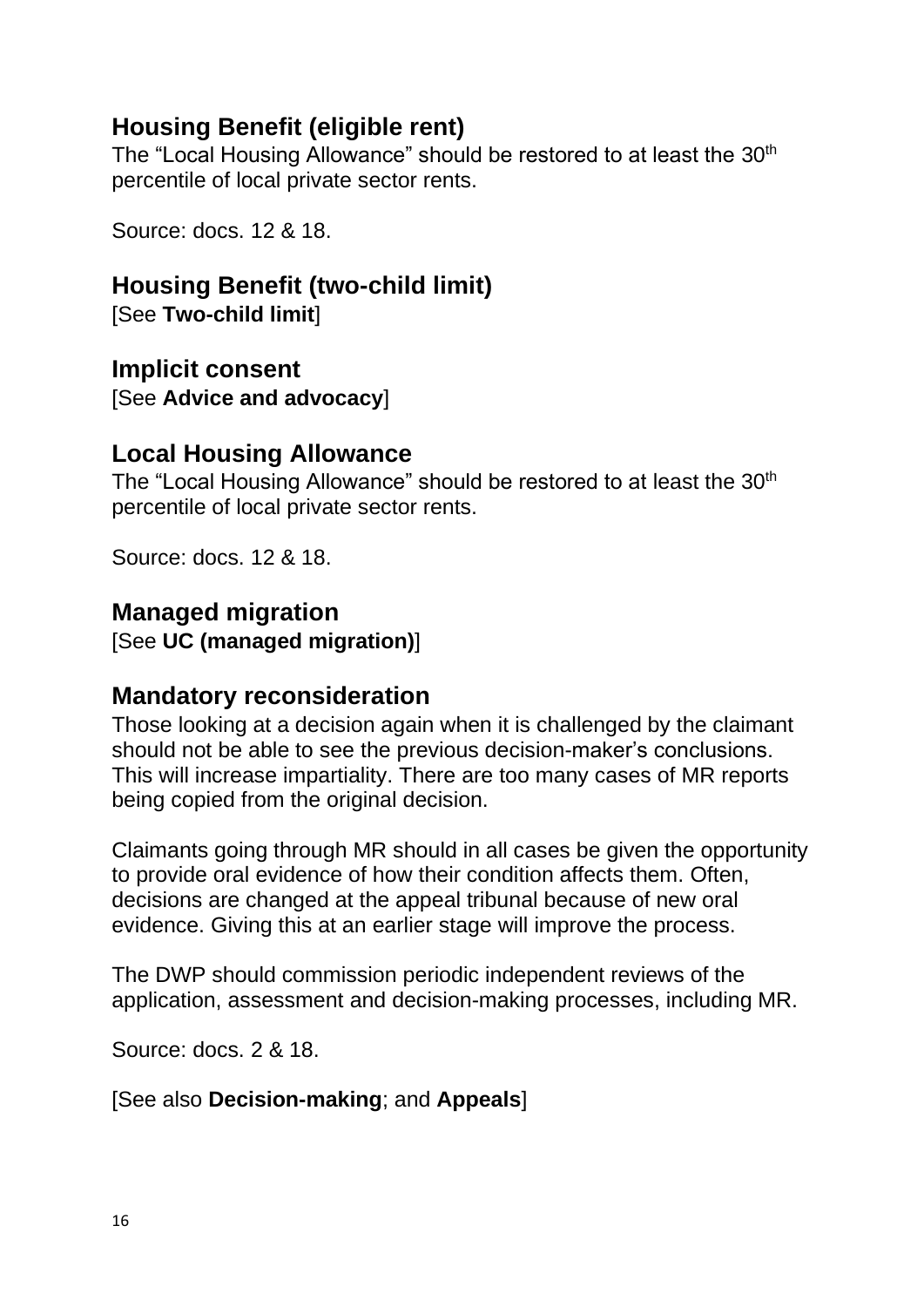## Housing Benefit (eligible rent)

The "Local Housing Allowance" should be restored to at least the 30th percentile of local private sector rents.

Source: docs. 12 & 18.

## Housing Benefit (two-child limit)

[See **Two-child limit**]

## Implicit consent

[See **Advice and advocacy**]

## Local Housing Allowance

The "Local Housing Allowance" should be restored to at least the 30th percentile of local private sector rents.

Source: docs. 12 & 18.

## Managed migration

[See **UC (managed migration)**]

## Mandatory reconsideration

Those looking at a decision again when it is challenged by the claimant should not be able to see the previous decision-maker's conclusions. This will increase impartiality. There are too many cases of MR reports being copied from the original decision.

Claimants going through MR should in all cases be given the opportunity to provide oral evidence of how their condition affects them. Often, decisions are changed at the appeal tribunal because of new oral evidence. Giving this at an earlier stage will improve the process.

The DWP should commission periodic independent reviews of the application, assessment and decision-making processes, including MR.

Source: docs. 2 & 18.

[See also **Decision-making**; and **Appeals**]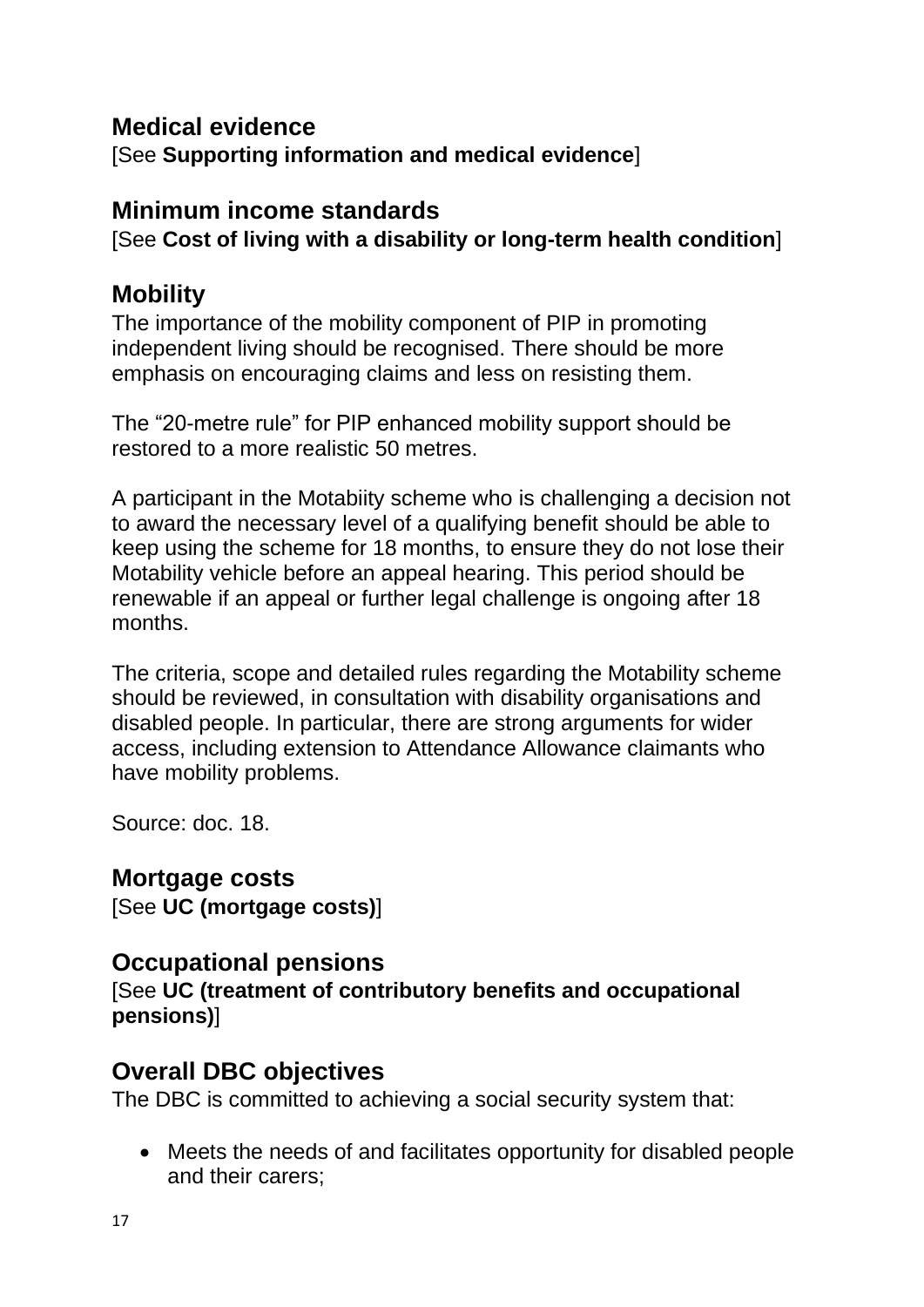## Medical evidence

[See **Supporting information and medical evidence**]

## Minimum income standards

[See **Cost of living with a disability or long-term health condition**]

## Mobility

The importance of the mobility component of PIP in promoting independent living should be recognised. There should be more emphasis on encouraging claims and less on resisting them.

The "20-metre rule" for PIP enhanced mobility support should be restored to a more realistic 50 metres.

A participant in the Motabiity scheme who is challenging a decision not to award the necessary level of a qualifying benefit should be able to keep using the scheme for 18 months, to ensure they do not lose their Motability vehicle before an appeal hearing. This period should be renewable if an appeal or further legal challenge is ongoing after 18 months.

The criteria, scope and detailed rules regarding the Motability scheme should be reviewed, in consultation with disability organisations and disabled people. In particular, there are strong arguments for wider access, including extension to Attendance Allowance claimants who have mobility problems.

Source: doc. 18.

## Mortgage costs

[See **UC (mortgage costs)**]

## Occupational pensions

[See **UC (treatment of contributory benefits and occupational pensions)**]

## Overall DBC objectives

The DBC is committed to achieving a social security system that:

- Meets the needs of and facilitates opportunity for disabled people and their carers;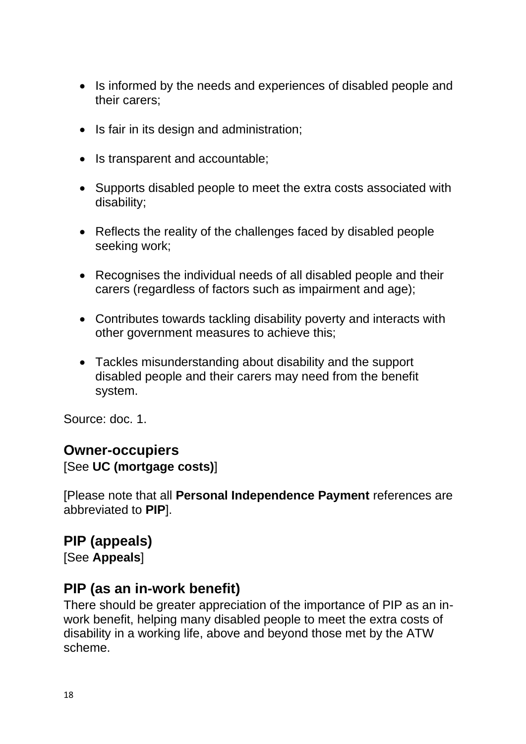- Is informed by the needs and experiences of disabled people and their carers;

- Is fair in its design and administration;

- Is transparent and accountable;

- Supports disabled people to meet the extra costs associated with disability;

- Reflects the reality of the challenges faced by disabled people seeking work;

- Recognises the individual needs of all disabled people and their carers (regardless of factors such as impairment and age);

- Contributes towards tackling disability poverty and interacts with other government measures to achieve this;

- Tackles misunderstanding about disability and the support disabled people and their carers may need from the benefit system.

Source: doc. 1.

## Owner-occupiers

[See **UC (mortgage costs)**]

[Please note that all **Personal Independence Payment** references are abbreviated to **PIP**].

## PIP (appeals)

[See **Appeals**]

## PIP (as an in-work benefit)

There should be greater appreciation of the importance of PIP as an in-work benefit, helping many disabled people to meet the extra costs of disability in a working life, above and beyond those met by the ATW scheme.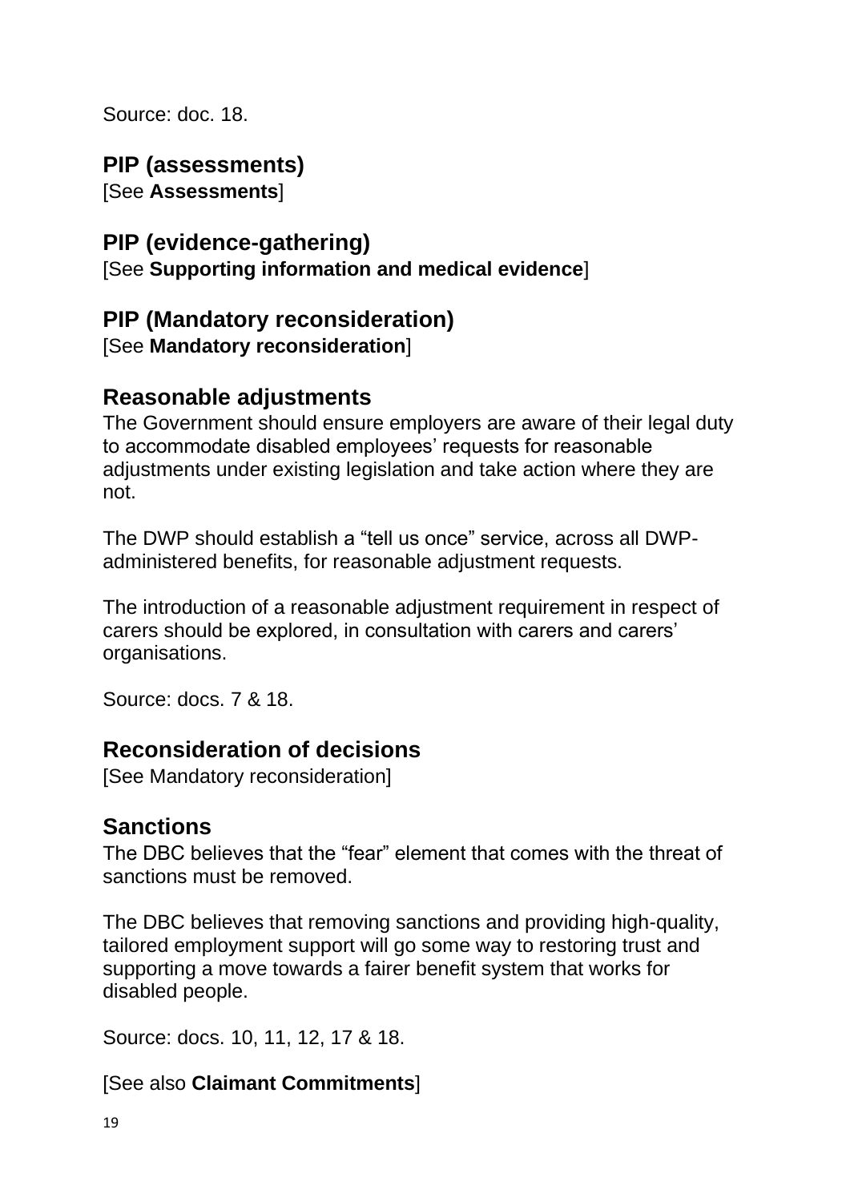Source: doc. 18.

## PIP (assessments)

[See **Assessments**]

## PIP (evidence-gathering)

[See **Supporting information and medical evidence**]

## PIP (Mandatory reconsideration)

[See **Mandatory reconsideration**]

## Reasonable adjustments

The Government should ensure employers are aware of their legal duty to accommodate disabled employees' requests for reasonable adjustments under existing legislation and take action where they are not.

The DWP should establish a "tell us once" service, across all DWP-administered benefits, for reasonable adjustment requests.

The introduction of a reasonable adjustment requirement in respect of carers should be explored, in consultation with carers and carers' organisations.

Source: docs. 7 & 18.

## Reconsideration of decisions

[See Mandatory reconsideration]

## Sanctions

The DBC believes that the "fear" element that comes with the threat of sanctions must be removed.

The DBC believes that removing sanctions and providing high-quality, tailored employment support will go some way to restoring trust and supporting a move towards a fairer benefit system that works for disabled people.

Source: docs. 10, 11, 12, 17 & 18.

[See also **Claimant Commitments**]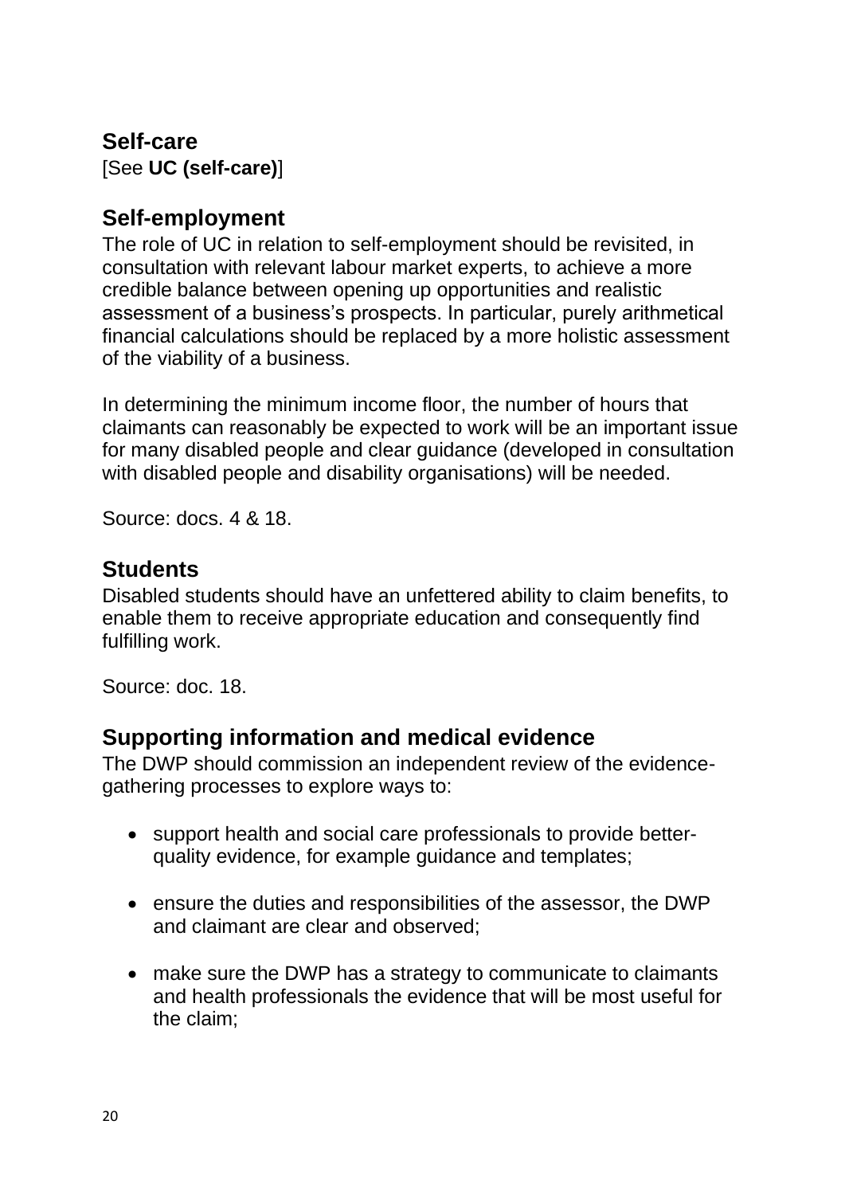## Self-care

[See **UC (self-care)**]

## Self-employment

The role of UC in relation to self-employment should be revisited, in consultation with relevant labour market experts, to achieve a more credible balance between opening up opportunities and realistic assessment of a business's prospects. In particular, purely arithmetical financial calculations should be replaced by a more holistic assessment of the viability of a business.

In determining the minimum income floor, the number of hours that claimants can reasonably be expected to work will be an important issue for many disabled people and clear guidance (developed in consultation with disabled people and disability organisations) will be needed.

Source: docs. 4 & 18.

## Students

Disabled students should have an unfettered ability to claim benefits, to enable them to receive appropriate education and consequently find fulfilling work.

Source: doc. 18.

## Supporting information and medical evidence

The DWP should commission an independent review of the evidence-gathering processes to explore ways to:

- support health and social care professionals to provide better-quality evidence, for example guidance and templates;
- ensure the duties and responsibilities of the assessor, the DWP and claimant are clear and observed;
- make sure the DWP has a strategy to communicate to claimants and health professionals the evidence that will be most useful for the claim;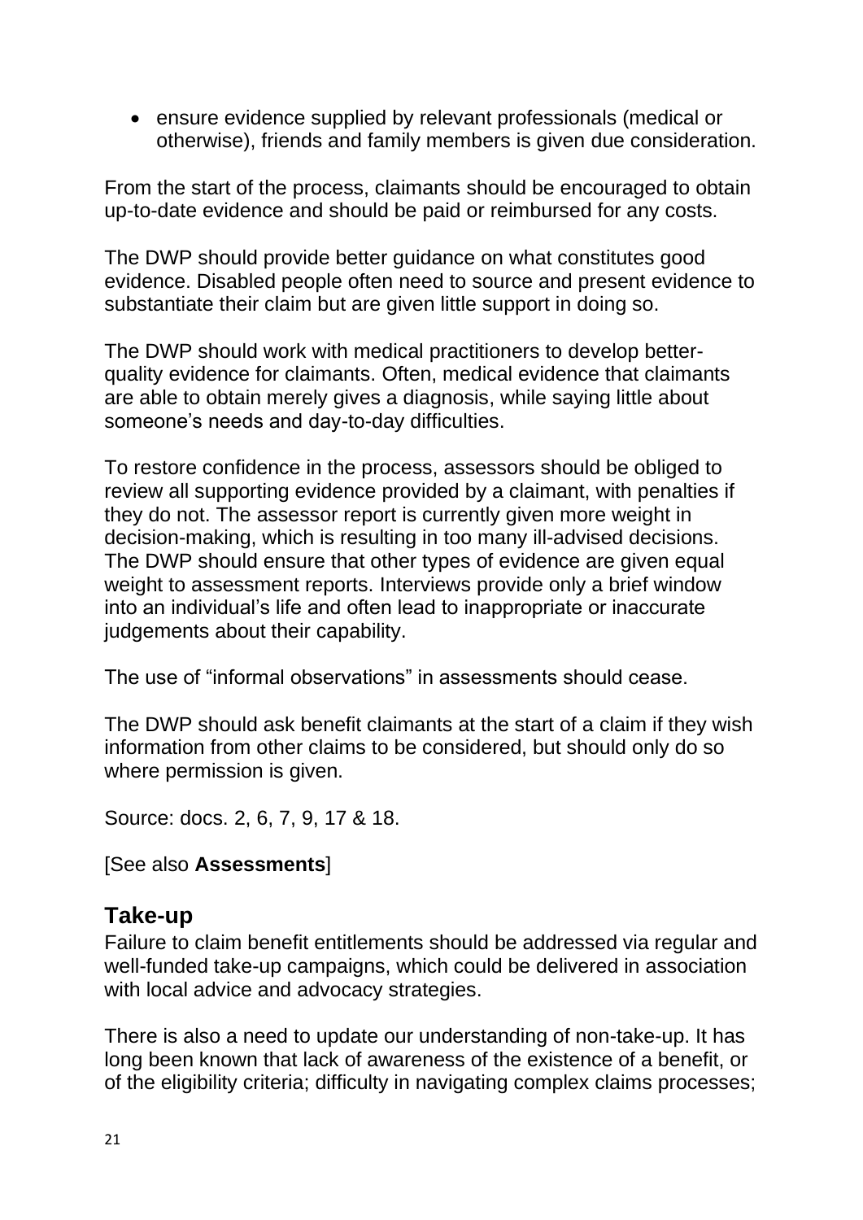- ensure evidence supplied by relevant professionals (medical or otherwise), friends and family members is given due consideration.

From the start of the process, claimants should be encouraged to obtain up-to-date evidence and should be paid or reimbursed for any costs.

The DWP should provide better guidance on what constitutes good evidence. Disabled people often need to source and present evidence to substantiate their claim but are given little support in doing so.

The DWP should work with medical practitioners to develop better-quality evidence for claimants. Often, medical evidence that claimants are able to obtain merely gives a diagnosis, while saying little about someone's needs and day-to-day difficulties.

To restore confidence in the process, assessors should be obliged to review all supporting evidence provided by a claimant, with penalties if they do not. The assessor report is currently given more weight in decision-making, which is resulting in too many ill-advised decisions. The DWP should ensure that other types of evidence are given equal weight to assessment reports. Interviews provide only a brief window into an individual's life and often lead to inappropriate or inaccurate judgements about their capability.

The use of "informal observations" in assessments should cease.

The DWP should ask benefit claimants at the start of a claim if they wish information from other claims to be considered, but should only do so where permission is given.

Source: docs. 2, 6, 7, 9, 17 & 18.

[See also **Assessments**]

## Take-up

Failure to claim benefit entitlements should be addressed via regular and well-funded take-up campaigns, which could be delivered in association with local advice and advocacy strategies.

There is also a need to update our understanding of non-take-up. It has long been known that lack of awareness of the existence of a benefit, or of the eligibility criteria; difficulty in navigating complex claims processes;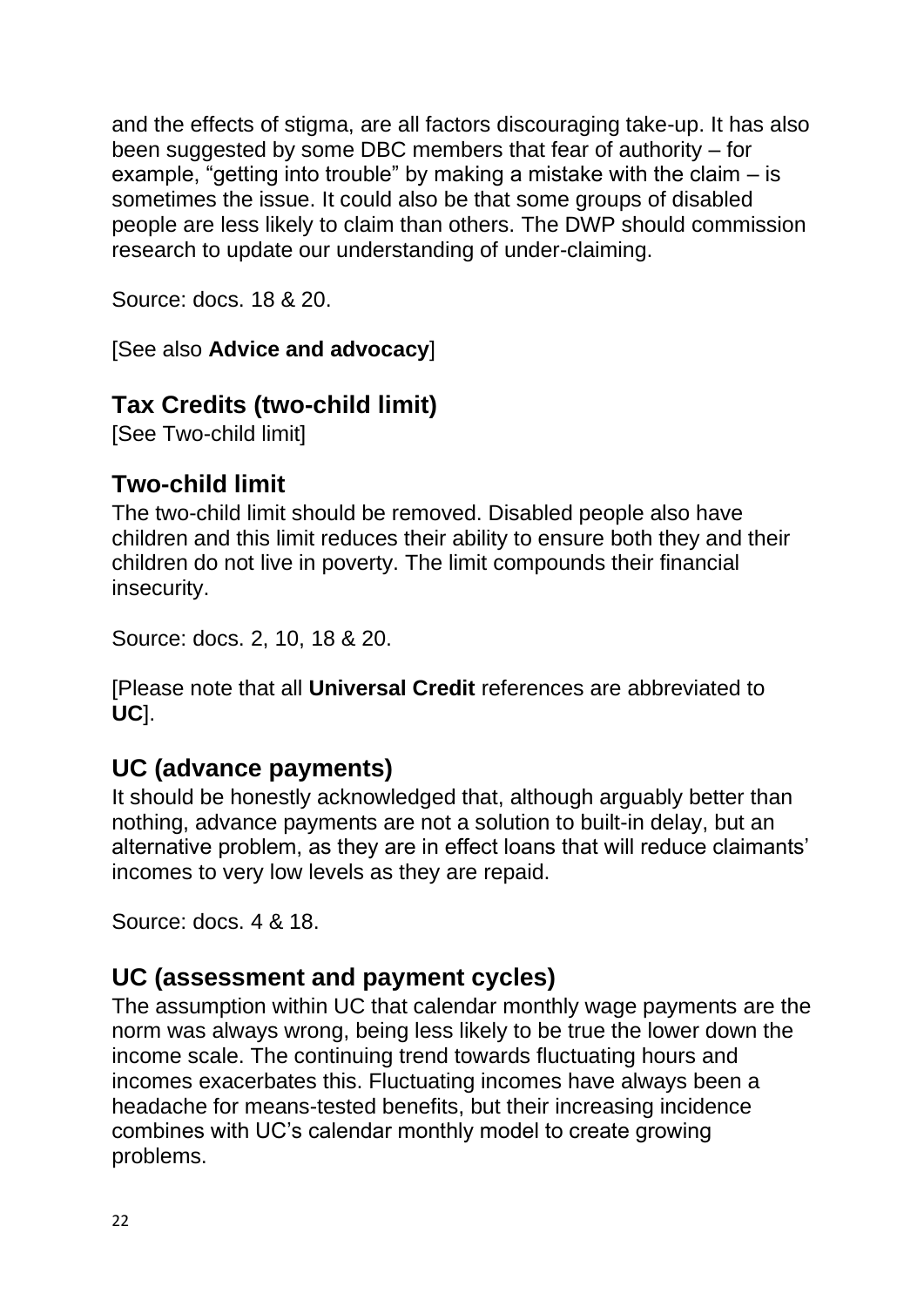and the effects of stigma, are all factors discouraging take-up. It has also been suggested by some DBC members that fear of authority – for example, "getting into trouble" by making a mistake with the claim – is sometimes the issue. It could also be that some groups of disabled people are less likely to claim than others. The DWP should commission research to update our understanding of under-claiming.

Source: docs. 18 & 20.

[See also **Advice and advocacy**]

## Tax Credits (two-child limit)

[See Two-child limit]

## Two-child limit

The two-child limit should be removed. Disabled people also have children and this limit reduces their ability to ensure both they and their children do not live in poverty. The limit compounds their financial insecurity.

Source: docs. 2, 10, 18 & 20.

[Please note that all **Universal Credit** references are abbreviated to **UC**].

## UC (advance payments)

It should be honestly acknowledged that, although arguably better than nothing, advance payments are not a solution to built-in delay, but an alternative problem, as they are in effect loans that will reduce claimants' incomes to very low levels as they are repaid.

Source: docs. 4 & 18.

## UC (assessment and payment cycles)

The assumption within UC that calendar monthly wage payments are the norm was always wrong, being less likely to be true the lower down the income scale. The continuing trend towards fluctuating hours and incomes exacerbates this. Fluctuating incomes have always been a headache for means-tested benefits, but their increasing incidence combines with UC's calendar monthly model to create growing problems.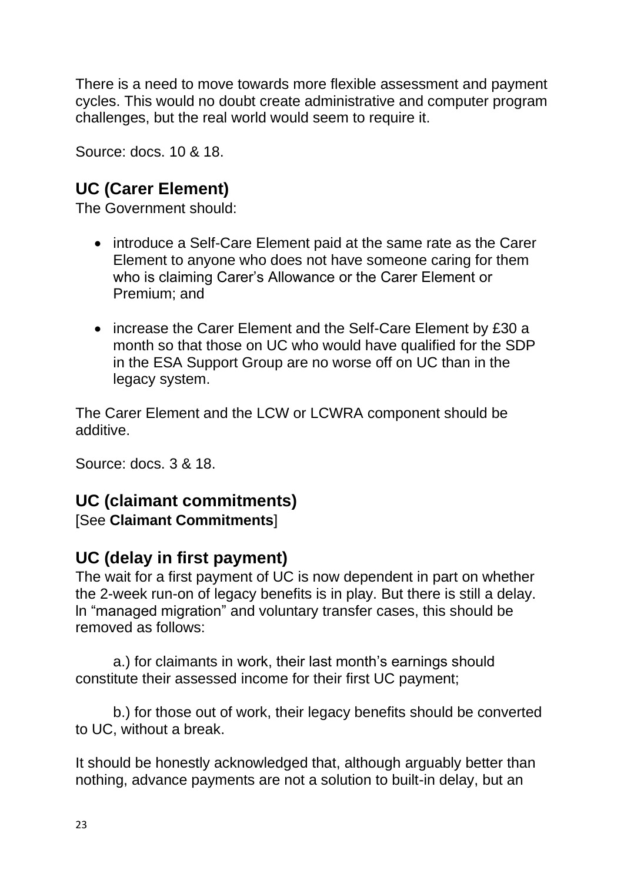There is a need to move towards more flexible assessment and payment cycles. This would no doubt create administrative and computer program challenges, but the real world would seem to require it.

Source: docs. 10 & 18.

## UC (Carer Element)

The Government should:

- introduce a Self-Care Element paid at the same rate as the Carer Element to anyone who does not have someone caring for them who is claiming Carer's Allowance or the Carer Element or Premium; and

- increase the Carer Element and the Self-Care Element by £30 a month so that those on UC who would have qualified for the SDP in the ESA Support Group are no worse off on UC than in the legacy system.

The Carer Element and the LCW or LCWRA component should be additive.

Source: docs. 3 & 18.

## UC (claimant commitments)

[See **Claimant Commitments**]

## UC (delay in first payment)

The wait for a first payment of UC is now dependent in part on whether the 2-week run-on of legacy benefits is in play. But there is still a delay. In "managed migration" and voluntary transfer cases, this should be removed as follows:

a.) for claimants in work, their last month's earnings should constitute their assessed income for their first UC payment;

b.) for those out of work, their legacy benefits should be converted to UC, without a break.

It should be honestly acknowledged that, although arguably better than nothing, advance payments are not a solution to built-in delay, but an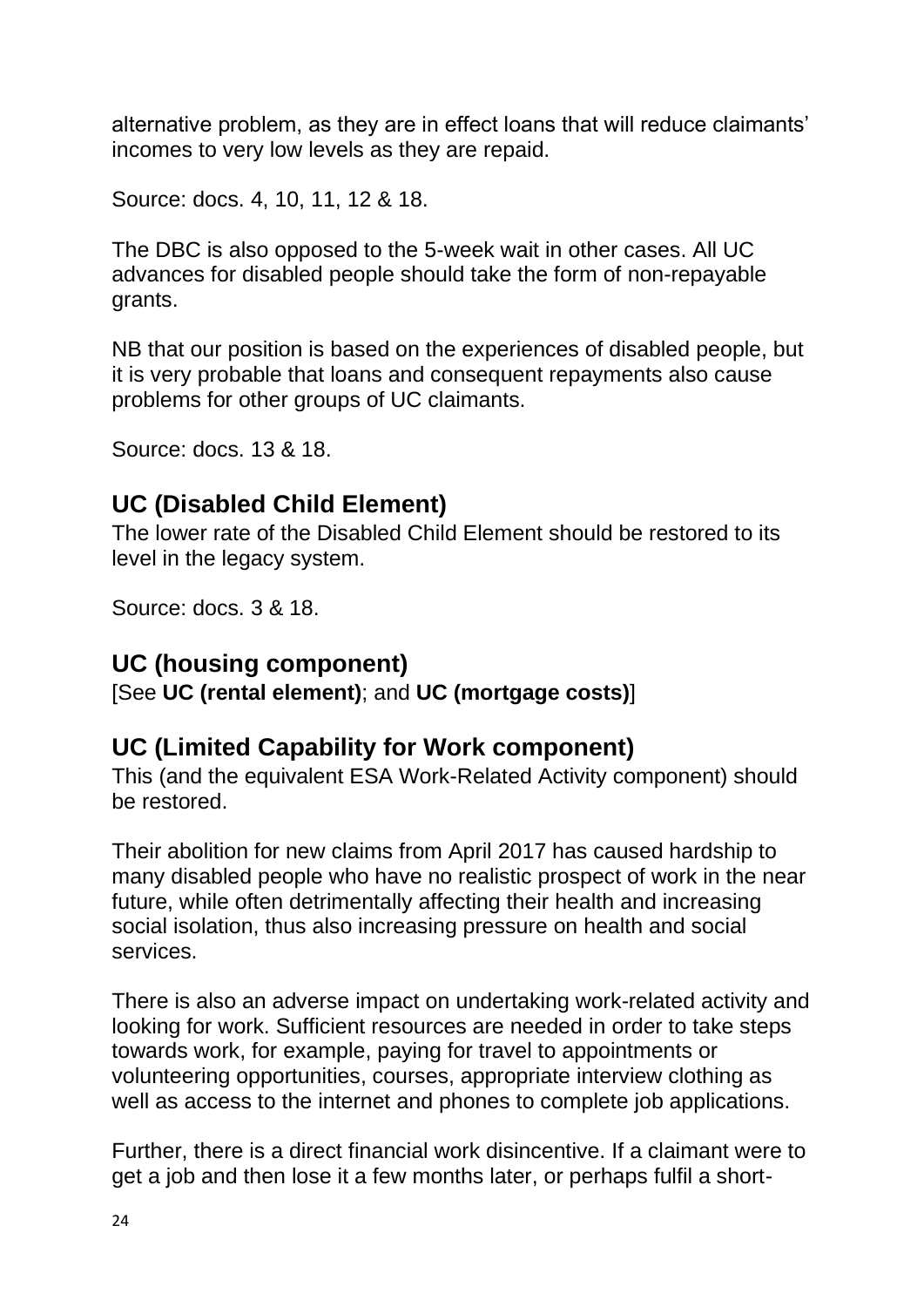alternative problem, as they are in effect loans that will reduce claimants' incomes to very low levels as they are repaid.

Source: docs. 4, 10, 11, 12 & 18.

The DBC is also opposed to the 5-week wait in other cases. All UC advances for disabled people should take the form of non-repayable grants.

NB that our position is based on the experiences of disabled people, but it is very probable that loans and consequent repayments also cause problems for other groups of UC claimants.

Source: docs. 13 & 18.

## UC (Disabled Child Element)

The lower rate of the Disabled Child Element should be restored to its level in the legacy system.

Source: docs. 3 & 18.

## UC (housing component)

[See **UC (rental element)**; and **UC (mortgage costs)**]

## UC (Limited Capability for Work component)

This (and the equivalent ESA Work-Related Activity component) should be restored.

Their abolition for new claims from April 2017 has caused hardship to many disabled people who have no realistic prospect of work in the near future, while often detrimentally affecting their health and increasing social isolation, thus also increasing pressure on health and social services.

There is also an adverse impact on undertaking work-related activity and looking for work. Sufficient resources are needed in order to take steps towards work, for example, paying for travel to appointments or volunteering opportunities, courses, appropriate interview clothing as well as access to the internet and phones to complete job applications.

Further, there is a direct financial work disincentive. If a claimant were to get a job and then lose it a few months later, or perhaps fulfil a short-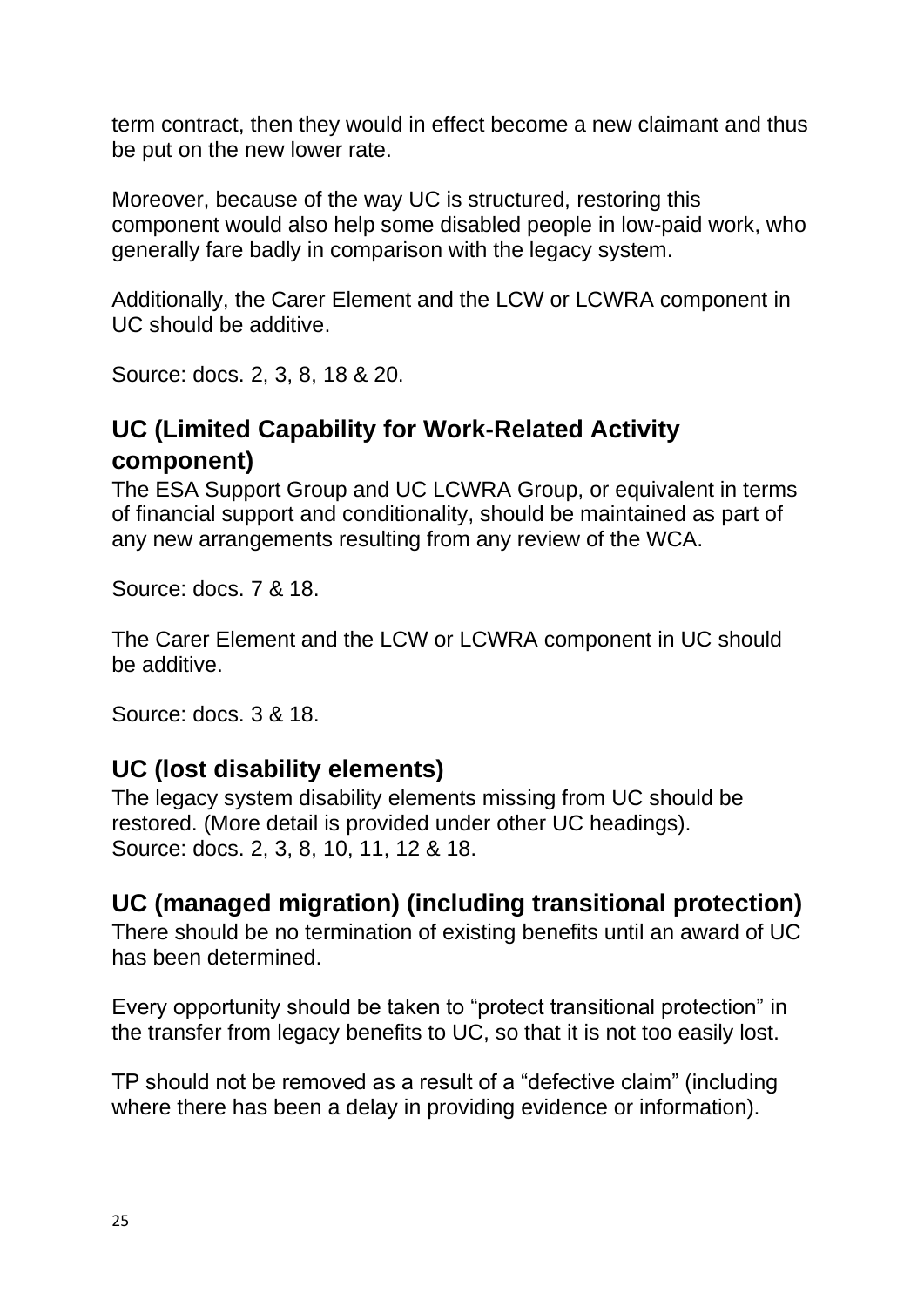term contract, then they would in effect become a new claimant and thus be put on the new lower rate.

Moreover, because of the way UC is structured, restoring this component would also help some disabled people in low-paid work, who generally fare badly in comparison with the legacy system.

Additionally, the Carer Element and the LCW or LCWRA component in UC should be additive.

Source: docs. 2, 3, 8, 18 & 20.

## UC (Limited Capability for Work-Related Activity component)

The ESA Support Group and UC LCWRA Group, or equivalent in terms of financial support and conditionality, should be maintained as part of any new arrangements resulting from any review of the WCA.

Source: docs. 7 & 18.

The Carer Element and the LCW or LCWRA component in UC should be additive.

Source: docs. 3 & 18.

## UC (lost disability elements)

The legacy system disability elements missing from UC should be restored. (More detail is provided under other UC headings).
Source: docs. 2, 3, 8, 10, 11, 12 & 18.

## UC (managed migration) (including transitional protection)

There should be no termination of existing benefits until an award of UC has been determined.

Every opportunity should be taken to “protect transitional protection” in the transfer from legacy benefits to UC, so that it is not too easily lost.

TP should not be removed as a result of a “defective claim” (including where there has been a delay in providing evidence or information).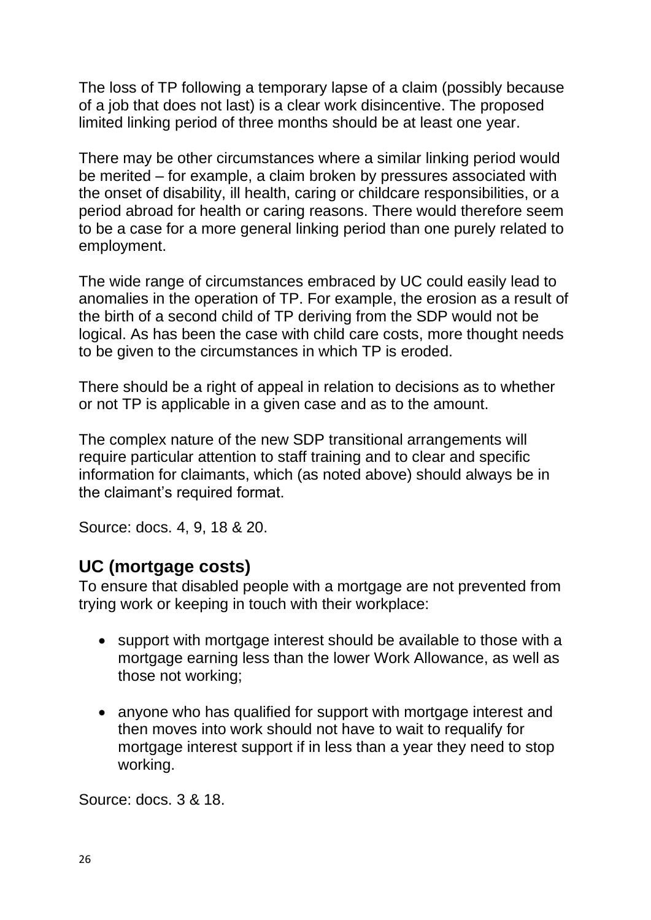The loss of TP following a temporary lapse of a claim (possibly because of a job that does not last) is a clear work disincentive. The proposed limited linking period of three months should be at least one year.

There may be other circumstances where a similar linking period would be merited – for example, a claim broken by pressures associated with the onset of disability, ill health, caring or childcare responsibilities, or a period abroad for health or caring reasons. There would therefore seem to be a case for a more general linking period than one purely related to employment.

The wide range of circumstances embraced by UC could easily lead to anomalies in the operation of TP. For example, the erosion as a result of the birth of a second child of TP deriving from the SDP would not be logical. As has been the case with child care costs, more thought needs to be given to the circumstances in which TP is eroded.

There should be a right of appeal in relation to decisions as to whether or not TP is applicable in a given case and as to the amount.

The complex nature of the new SDP transitional arrangements will require particular attention to staff training and to clear and specific information for claimants, which (as noted above) should always be in the claimant's required format.

Source: docs. 4, 9, 18 & 20.

## UC (mortgage costs)

To ensure that disabled people with a mortgage are not prevented from trying work or keeping in touch with their workplace:

- support with mortgage interest should be available to those with a mortgage earning less than the lower Work Allowance, as well as those not working;
- anyone who has qualified for support with mortgage interest and then moves into work should not have to wait to requalify for mortgage interest support if in less than a year they need to stop working.

Source: docs. 3 & 18.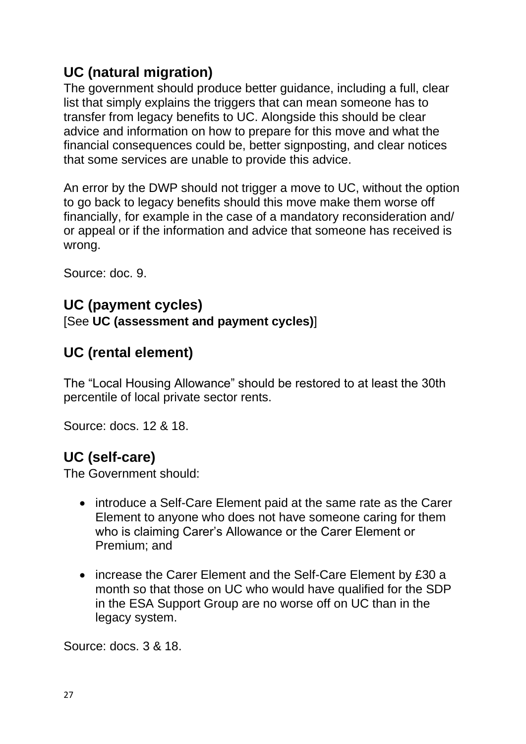## UC (natural migration)

The government should produce better guidance, including a full, clear list that simply explains the triggers that can mean someone has to transfer from legacy benefits to UC. Alongside this should be clear advice and information on how to prepare for this move and what the financial consequences could be, better signposting, and clear notices that some services are unable to provide this advice.

An error by the DWP should not trigger a move to UC, without the option to go back to legacy benefits should this move make them worse off financially, for example in the case of a mandatory reconsideration and/ or appeal or if the information and advice that someone has received is wrong.

Source: doc. 9.

## UC (payment cycles)

[See **UC (assessment and payment cycles)**]

## UC (rental element)

The "Local Housing Allowance" should be restored to at least the 30th percentile of local private sector rents.

Source: docs. 12 & 18.

## UC (self-care)

The Government should:

- introduce a Self-Care Element paid at the same rate as the Carer Element to anyone who does not have someone caring for them who is claiming Carer's Allowance or the Carer Element or Premium; and

- increase the Carer Element and the Self-Care Element by £30 a month so that those on UC who would have qualified for the SDP in the ESA Support Group are no worse off on UC than in the legacy system.

Source: docs. 3 & 18.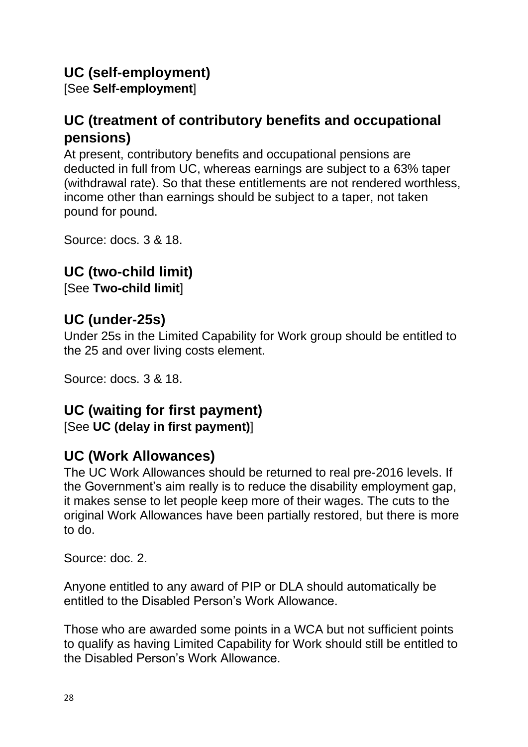## UC (self-employment)

[See **Self-employment**]

## UC (treatment of contributory benefits and occupational pensions)

At present, contributory benefits and occupational pensions are deducted in full from UC, whereas earnings are subject to a 63% taper (withdrawal rate). So that these entitlements are not rendered worthless, income other than earnings should be subject to a taper, not taken pound for pound.

Source: docs. 3 & 18.

## UC (two-child limit)

[See **Two-child limit**]

## UC (under-25s)

Under 25s in the Limited Capability for Work group should be entitled to the 25 and over living costs element.

Source: docs. 3 & 18.

## UC (waiting for first payment)

[See **UC (delay in first payment)**]

## UC (Work Allowances)

The UC Work Allowances should be returned to real pre-2016 levels. If the Government's aim really is to reduce the disability employment gap, it makes sense to let people keep more of their wages. The cuts to the original Work Allowances have been partially restored, but there is more to do.

Source: doc. 2.

Anyone entitled to any award of PIP or DLA should automatically be entitled to the Disabled Person's Work Allowance.

Those who are awarded some points in a WCA but not sufficient points to qualify as having Limited Capability for Work should still be entitled to the Disabled Person's Work Allowance.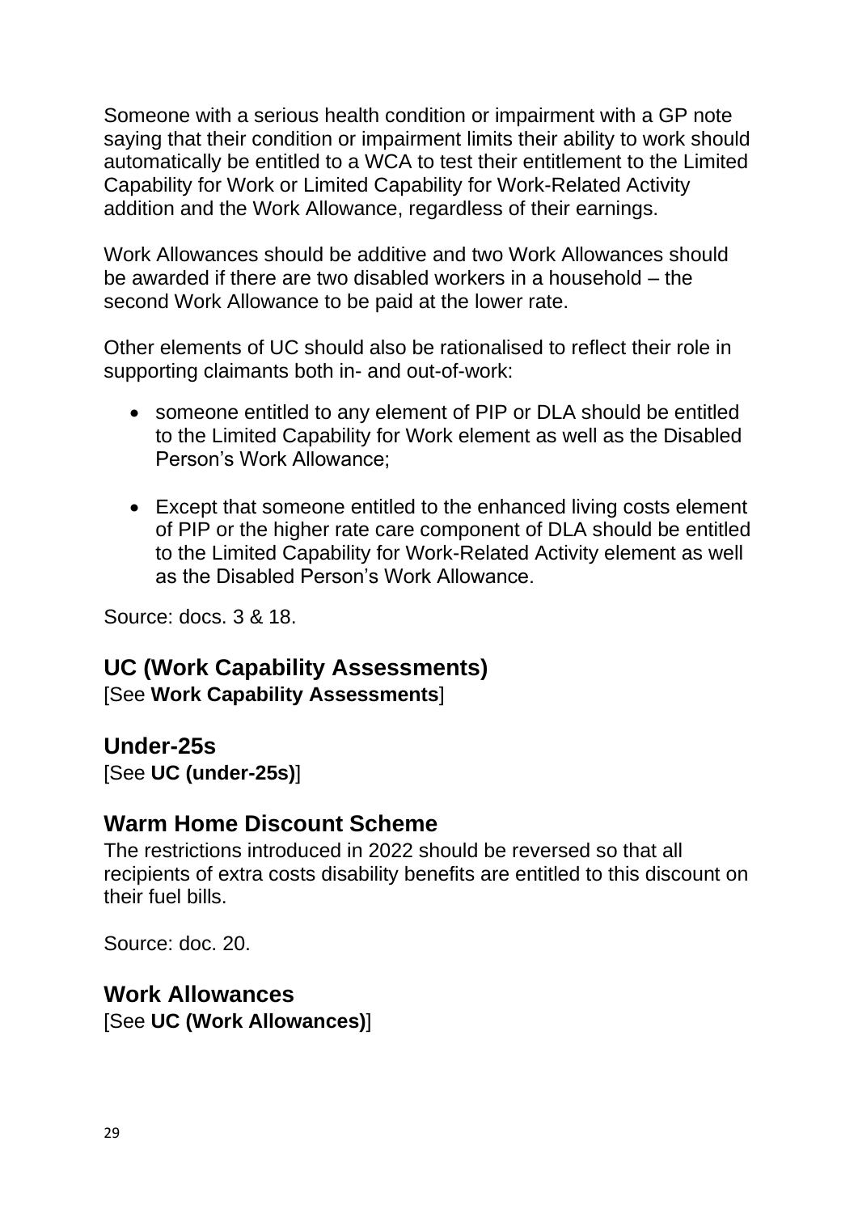Someone with a serious health condition or impairment with a GP note saying that their condition or impairment limits their ability to work should automatically be entitled to a WCA to test their entitlement to the Limited Capability for Work or Limited Capability for Work-Related Activity addition and the Work Allowance, regardless of their earnings.

Work Allowances should be additive and two Work Allowances should be awarded if there are two disabled workers in a household – the second Work Allowance to be paid at the lower rate.

Other elements of UC should also be rationalised to reflect their role in supporting claimants both in- and out-of-work:

- someone entitled to any element of PIP or DLA should be entitled to the Limited Capability for Work element as well as the Disabled Person's Work Allowance;
- Except that someone entitled to the enhanced living costs element of PIP or the higher rate care component of DLA should be entitled to the Limited Capability for Work-Related Activity element as well as the Disabled Person's Work Allowance.

Source: docs. 3 & 18.

## UC (Work Capability Assessments)

[See **Work Capability Assessments**]

## Under-25s

[See **UC (under-25s)**]

## Warm Home Discount Scheme

The restrictions introduced in 2022 should be reversed so that all recipients of extra costs disability benefits are entitled to this discount on their fuel bills.

Source: doc. 20.

## Work Allowances

[See **UC (Work Allowances)**]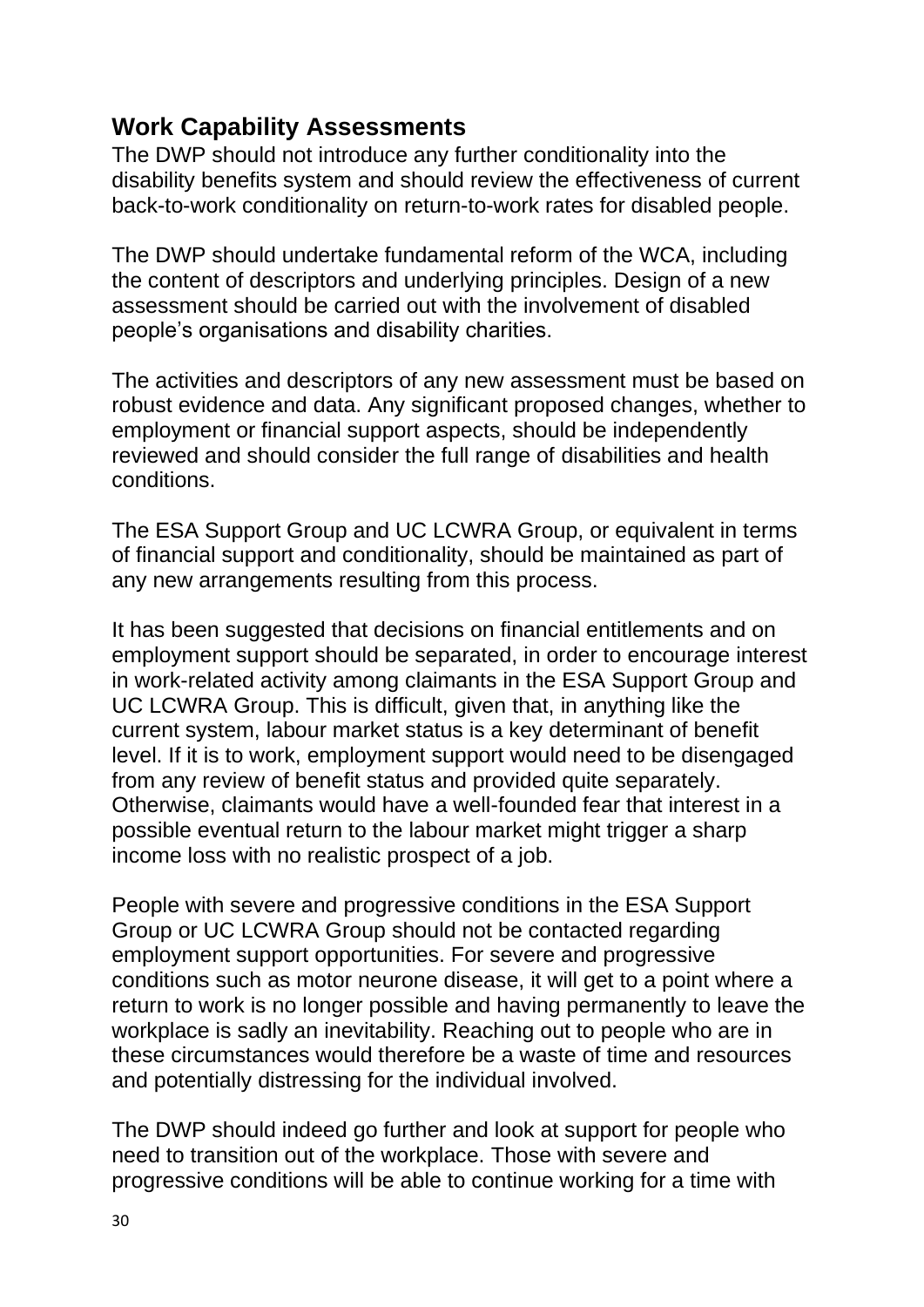## Work Capability Assessments

The DWP should not introduce any further conditionality into the disability benefits system and should review the effectiveness of current back-to-work conditionality on return-to-work rates for disabled people.

The DWP should undertake fundamental reform of the WCA, including the content of descriptors and underlying principles. Design of a new assessment should be carried out with the involvement of disabled people's organisations and disability charities.

The activities and descriptors of any new assessment must be based on robust evidence and data. Any significant proposed changes, whether to employment or financial support aspects, should be independently reviewed and should consider the full range of disabilities and health conditions.

The ESA Support Group and UC LCWRA Group, or equivalent in terms of financial support and conditionality, should be maintained as part of any new arrangements resulting from this process.

It has been suggested that decisions on financial entitlements and on employment support should be separated, in order to encourage interest in work-related activity among claimants in the ESA Support Group and UC LCWRA Group. This is difficult, given that, in anything like the current system, labour market status is a key determinant of benefit level. If it is to work, employment support would need to be disengaged from any review of benefit status and provided quite separately. Otherwise, claimants would have a well-founded fear that interest in a possible eventual return to the labour market might trigger a sharp income loss with no realistic prospect of a job.

People with severe and progressive conditions in the ESA Support Group or UC LCWRA Group should not be contacted regarding employment support opportunities. For severe and progressive conditions such as motor neurone disease, it will get to a point where a return to work is no longer possible and having permanently to leave the workplace is sadly an inevitability. Reaching out to people who are in these circumstances would therefore be a waste of time and resources and potentially distressing for the individual involved.

The DWP should indeed go further and look at support for people who need to transition out of the workplace. Those with severe and progressive conditions will be able to continue working for a time with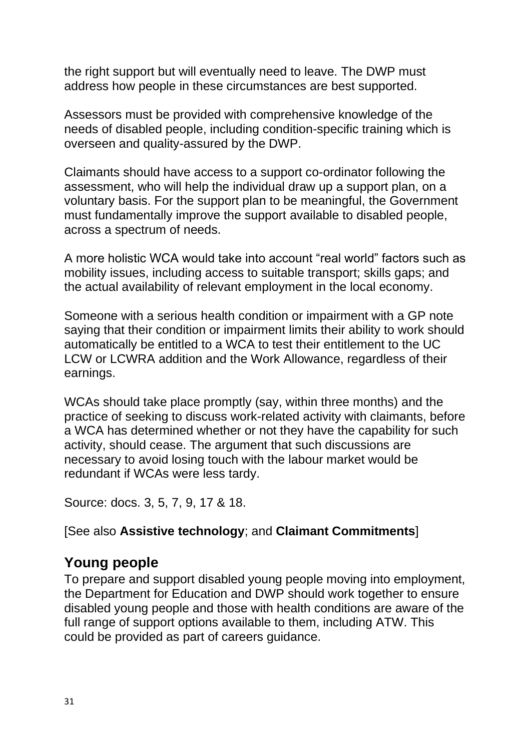the right support but will eventually need to leave. The DWP must address how people in these circumstances are best supported.

Assessors must be provided with comprehensive knowledge of the needs of disabled people, including condition-specific training which is overseen and quality-assured by the DWP.

Claimants should have access to a support co-ordinator following the assessment, who will help the individual draw up a support plan, on a voluntary basis. For the support plan to be meaningful, the Government must fundamentally improve the support available to disabled people, across a spectrum of needs.

A more holistic WCA would take into account "real world" factors such as mobility issues, including access to suitable transport; skills gaps; and the actual availability of relevant employment in the local economy.

Someone with a serious health condition or impairment with a GP note saying that their condition or impairment limits their ability to work should automatically be entitled to a WCA to test their entitlement to the UC LCW or LCWRA addition and the Work Allowance, regardless of their earnings.

WCAs should take place promptly (say, within three months) and the practice of seeking to discuss work-related activity with claimants, before a WCA has determined whether or not they have the capability for such activity, should cease. The argument that such discussions are necessary to avoid losing touch with the labour market would be redundant if WCAs were less tardy.

Source: docs. 3, 5, 7, 9, 17 & 18.

[See also **Assistive technology**; and **Claimant Commitments**]

## Young people

To prepare and support disabled young people moving into employment, the Department for Education and DWP should work together to ensure disabled young people and those with health conditions are aware of the full range of support options available to them, including ATW. This could be provided as part of careers guidance.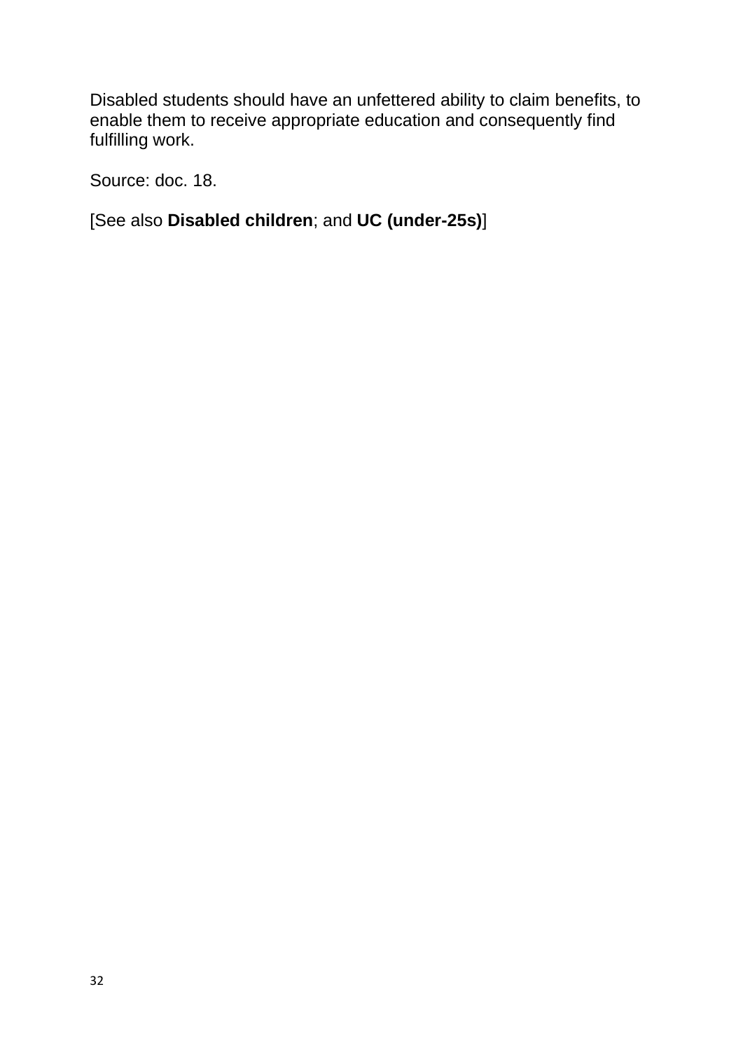Disabled students should have an unfettered ability to claim benefits, to enable them to receive appropriate education and consequently find fulfilling work.

Source: doc. 18.

[See also **Disabled children**; and **UC (under-25s)**]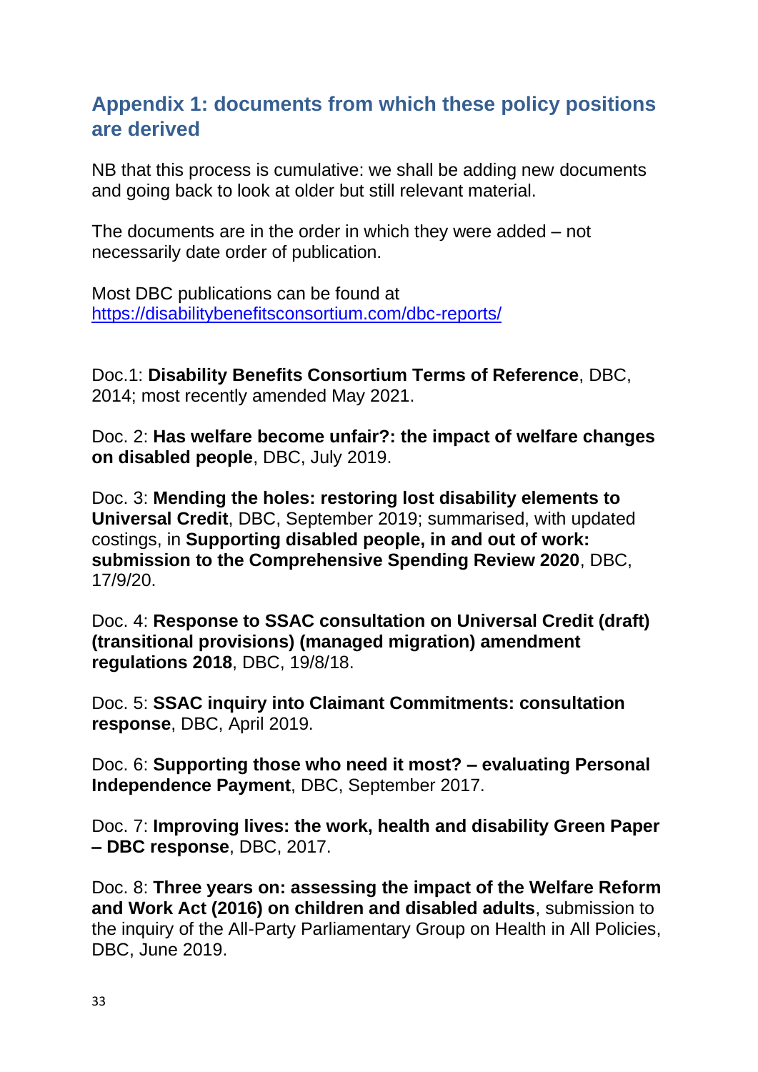## Appendix 1: documents from which these policy positions are derived

NB that this process is cumulative: we shall be adding new documents and going back to look at older but still relevant material.

The documents are in the order in which they were added – not necessarily date order of publication.

Most DBC publications can be found at https://disabilitybenefitsconsortium.com/dbc-reports/

Doc.1: **Disability Benefits Consortium Terms of Reference**, DBC, 2014; most recently amended May 2021.

Doc. 2: **Has welfare become unfair?: the impact of welfare changes on disabled people**, DBC, July 2019.

Doc. 3: **Mending the holes: restoring lost disability elements to Universal Credit**, DBC, September 2019; summarised, with updated costings, in **Supporting disabled people, in and out of work: submission to the Comprehensive Spending Review 2020**, DBC, 17/9/20.

Doc. 4: **Response to SSAC consultation on Universal Credit (draft) (transitional provisions) (managed migration) amendment regulations 2018**, DBC, 19/8/18.

Doc. 5: **SSAC inquiry into Claimant Commitments: consultation response**, DBC, April 2019.

Doc. 6: **Supporting those who need it most? – evaluating Personal Independence Payment**, DBC, September 2017.

Doc. 7: **Improving lives: the work, health and disability Green Paper – DBC response**, DBC, 2017.

Doc. 8: **Three years on: assessing the impact of the Welfare Reform and Work Act (2016) on children and disabled adults**, submission to the inquiry of the All-Party Parliamentary Group on Health in All Policies, DBC, June 2019.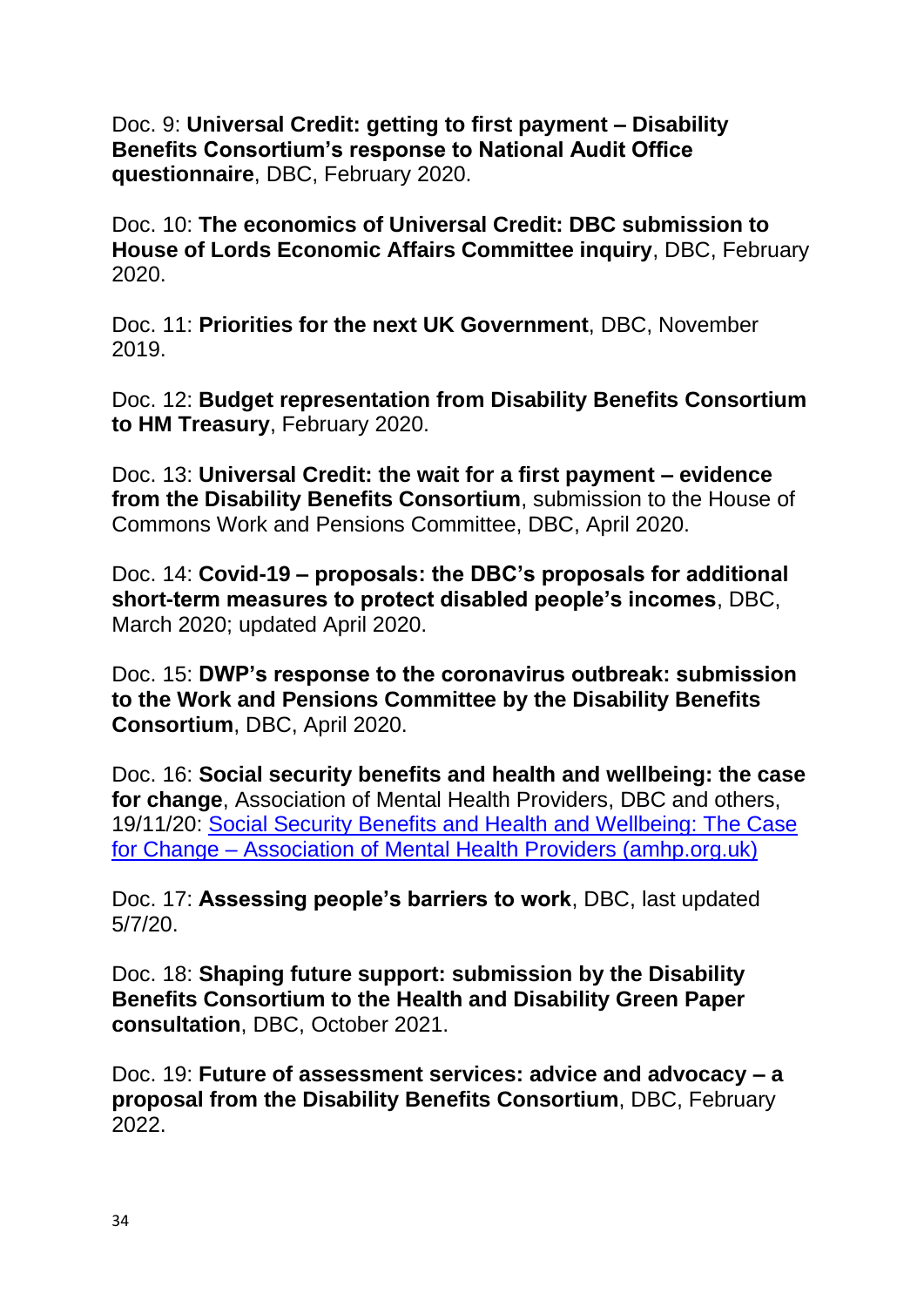Doc. 9: **Universal Credit: getting to first payment – Disability Benefits Consortium's response to National Audit Office questionnaire**, DBC, February 2020.

Doc. 10: **The economics of Universal Credit: DBC submission to House of Lords Economic Affairs Committee inquiry**, DBC, February 2020.

Doc. 11: **Priorities for the next UK Government**, DBC, November 2019.

Doc. 12: **Budget representation from Disability Benefits Consortium to HM Treasury**, February 2020.

Doc. 13: **Universal Credit: the wait for a first payment – evidence from the Disability Benefits Consortium**, submission to the House of Commons Work and Pensions Committee, DBC, April 2020.

Doc. 14: **Covid-19 – proposals: the DBC's proposals for additional short-term measures to protect disabled people's incomes**, DBC, March 2020; updated April 2020.

Doc. 15: **DWP's response to the coronavirus outbreak: submission to the Work and Pensions Committee by the Disability Benefits Consortium**, DBC, April 2020.

Doc. 16: **Social security benefits and health and wellbeing: the case for change**, Association of Mental Health Providers, DBC and others, 19/11/20: [Social Security Benefits and Health and Wellbeing: The Case for Change – Association of Mental Health Providers (amhp.org.uk)]

Doc. 17: **Assessing people's barriers to work**, DBC, last updated 5/7/20.

Doc. 18: **Shaping future support: submission by the Disability Benefits Consortium to the Health and Disability Green Paper consultation**, DBC, October 2021.

Doc. 19: **Future of assessment services: advice and advocacy – a proposal from the Disability Benefits Consortium**, DBC, February 2022.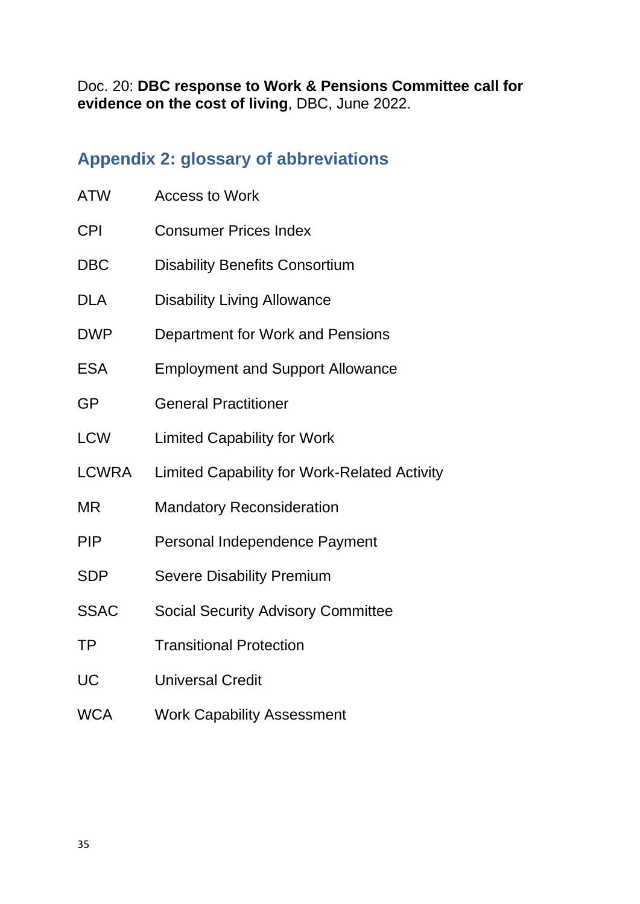Doc. 20: **DBC response to Work & Pensions Committee call for evidence on the cost of living**, DBC, June 2022.

## Appendix 2: glossary of abbreviations

| | |
|---|---|
| ATW | Access to Work |
| CPI | Consumer Prices Index |
| DBC | Disability Benefits Consortium |
| DLA | Disability Living Allowance |
| DWP | Department for Work and Pensions |
| ESA | Employment and Support Allowance |
| GP | General Practitioner |
| LCW | Limited Capability for Work |
| LCWRA | Limited Capability for Work-Related Activity |
| MR | Mandatory Reconsideration |
| PIP | Personal Independence Payment |
| SDP | Severe Disability Premium |
| SSAC | Social Security Advisory Committee |
| TP | Transitional Protection |
| UC | Universal Credit |
| WCA | Work Capability Assessment |